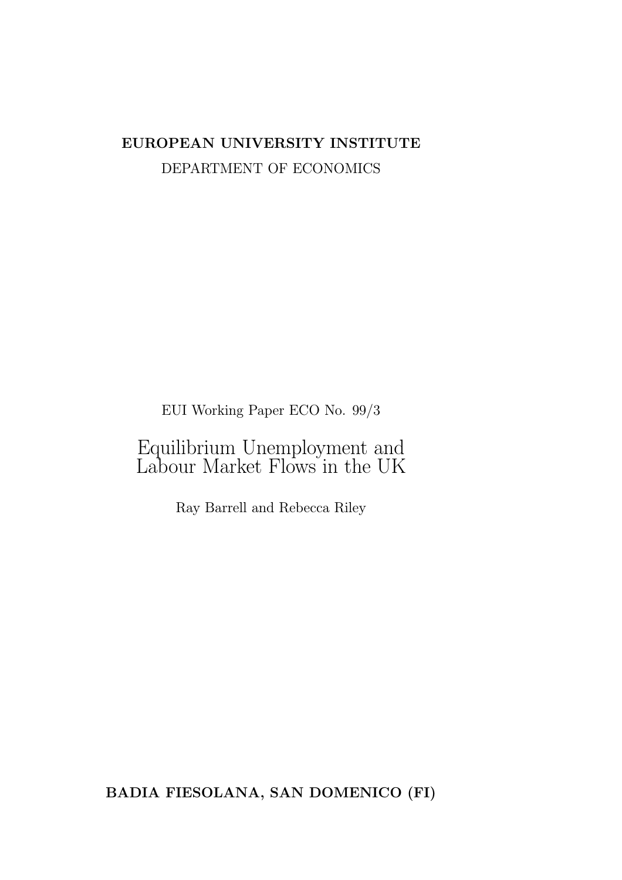**EUROPEAN UNIVERSITY INSTITUTE**

DEPARTMENT OF ECONOMICS

EUI Working Paper ECO No. 99/3

# Equilibrium Unemployment and Labour Market Flows in the UK

Ray Barrell and Rebecca Riley

**BADIA FIESOLANA, SAN DOMENICO (FI)**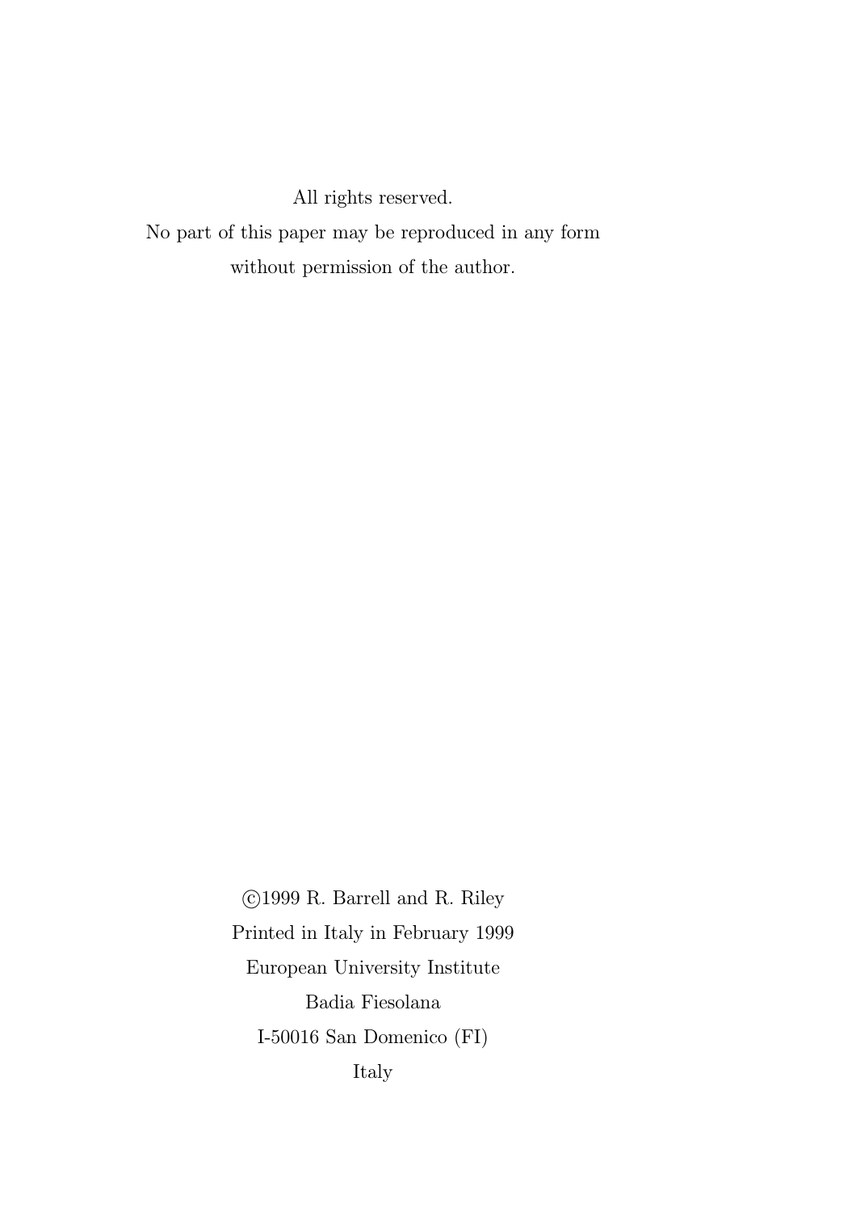All rights reserved.

No part of this paper may be reproduced in any form

without permission of the author.

©1999 R. Barrell and R. Riley

Printed in Italy in February 1999

European University Institute

Badia Fiesolana

I-50016 San Domenico (FI)

Italy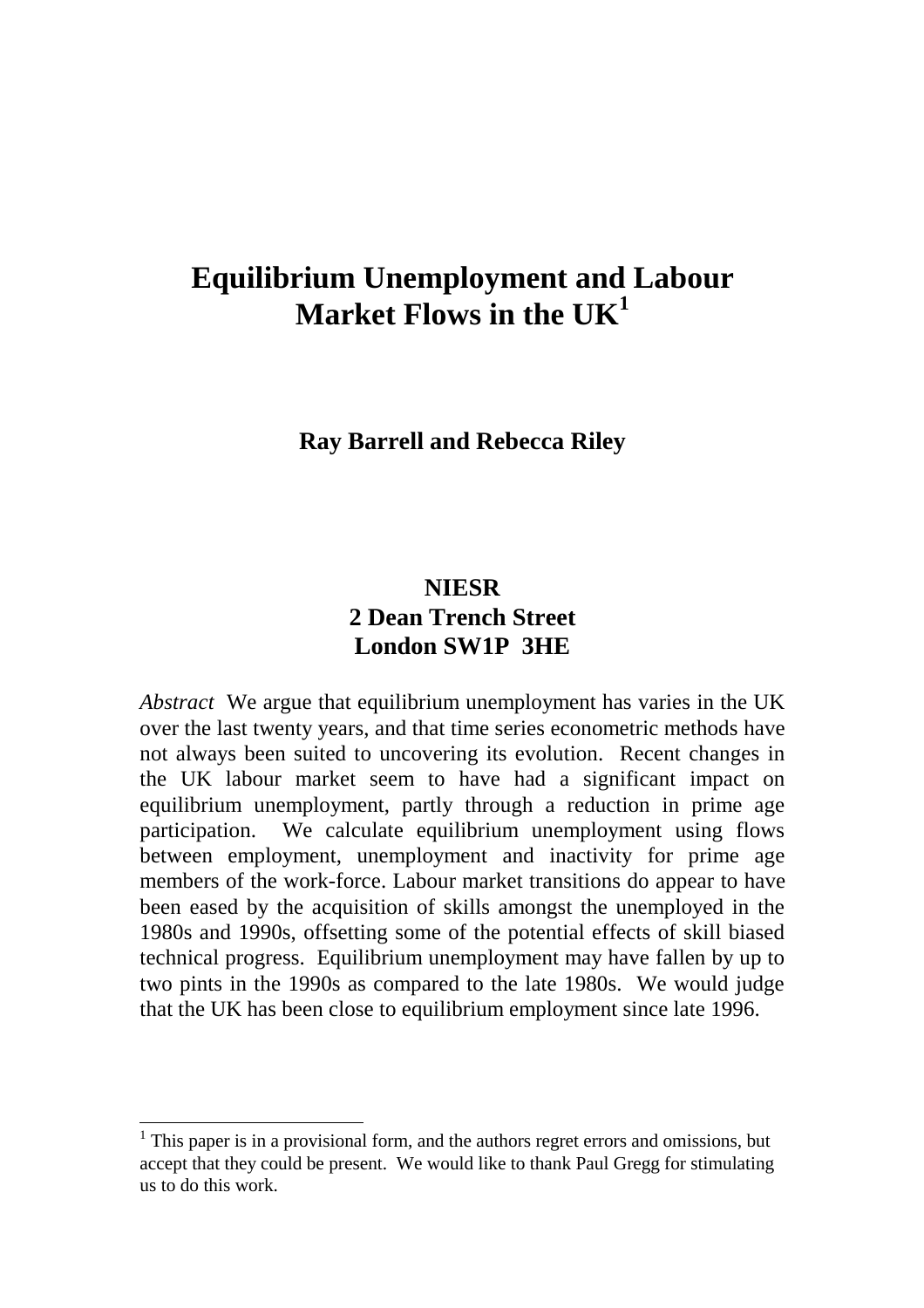# Equilibrium Unemployment and Labour Market Flows in the UK[1]

**Ray Barrell and Rebecca Riley**

**NIESR**
**2 Dean Trench Street**
**London SW1P 3HE**

*Abstract* We argue that equilibrium unemployment has varies in the UK over the last twenty years, and that time series econometric methods have not always been suited to uncovering its evolution. Recent changes in the UK labour market seem to have had a significant impact on equilibrium unemployment, partly through a reduction in prime age participation. We calculate equilibrium unemployment using flows between employment, unemployment and inactivity for prime age members of the work-force. Labour market transitions do appear to have been eased by the acquisition of skills amongst the unemployed in the 1980s and 1990s, offsetting some of the potential effects of skill biased technical progress. Equilibrium unemployment may have fallen by up to two pints in the 1990s as compared to the late 1980s. We would judge that the UK has been close to equilibrium employment since late 1996.

[1] This paper is in a provisional form, and the authors regret errors and omissions, but accept that they could be present. We would like to thank Paul Gregg for stimulating us to do this work.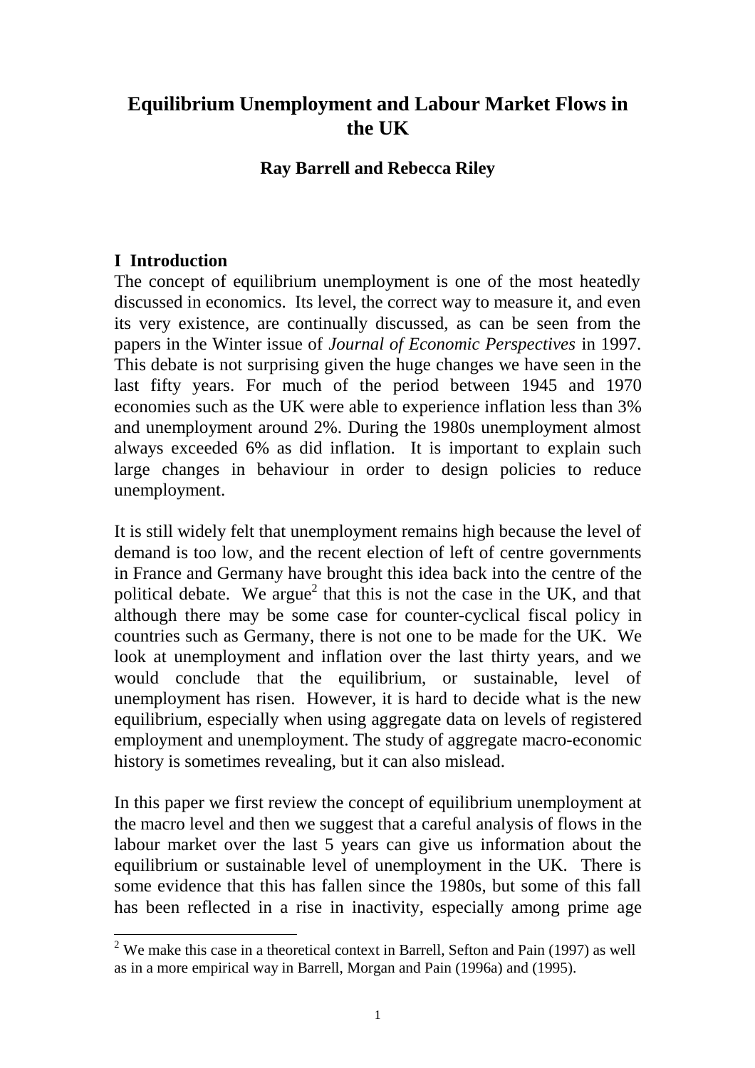# Equilibrium Unemployment and Labour Market Flows in the UK

**Ray Barrell and Rebecca Riley**

## I Introduction

The concept of equilibrium unemployment is one of the most heatedly discussed in economics. Its level, the correct way to measure it, and even its very existence, are continually discussed, as can be seen from the papers in the Winter issue of *Journal of Economic Perspectives* in 1997. This debate is not surprising given the huge changes we have seen in the last fifty years. For much of the period between 1945 and 1970 economies such as the UK were able to experience inflation less than 3% and unemployment around 2%. During the 1980s unemployment almost always exceeded 6% as did inflation. It is important to explain such large changes in behaviour in order to design policies to reduce unemployment.

It is still widely felt that unemployment remains high because the level of demand is too low, and the recent election of left of centre governments in France and Germany have brought this idea back into the centre of the political debate. We argue[2] that this is not the case in the UK, and that although there may be some case for counter-cyclical fiscal policy in countries such as Germany, there is not one to be made for the UK. We look at unemployment and inflation over the last thirty years, and we would conclude that the equilibrium, or sustainable, level of unemployment has risen. However, it is hard to decide what is the new equilibrium, especially when using aggregate data on levels of registered employment and unemployment. The study of aggregate macro-economic history is sometimes revealing, but it can also mislead.

In this paper we first review the concept of equilibrium unemployment at the macro level and then we suggest that a careful analysis of flows in the labour market over the last 5 years can give us information about the equilibrium or sustainable level of unemployment in the UK. There is some evidence that this has fallen since the 1980s, but some of this fall has been reflected in a rise in inactivity, especially among prime age

[2] We make this case in a theoretical context in Barrell, Sefton and Pain (1997) as well as in a more empirical way in Barrell, Morgan and Pain (1996a) and (1995).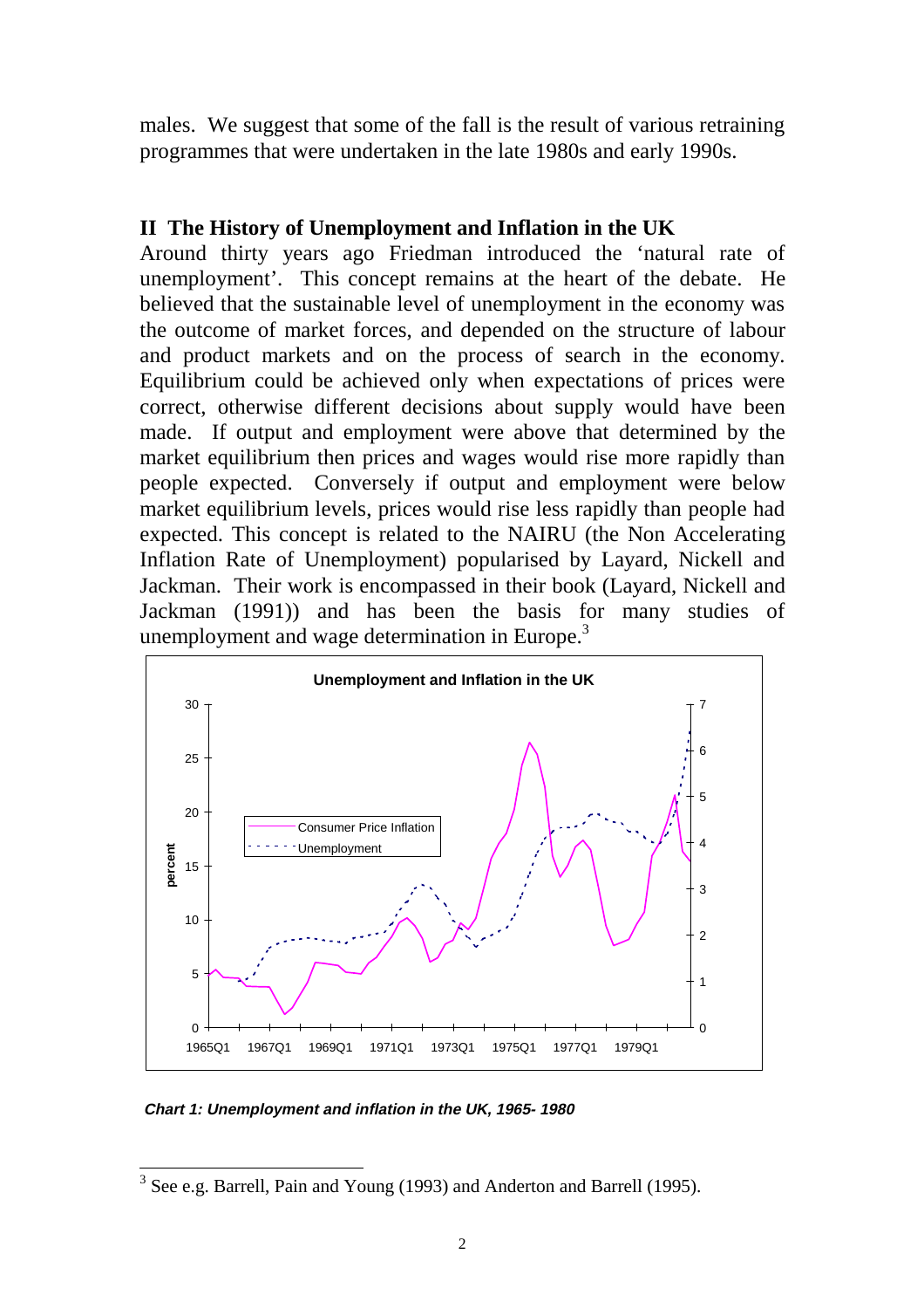males. We suggest that some of the fall is the result of various retraining programmes that were undertaken in the late 1980s and early 1990s.

## II The History of Unemployment and Inflation in the UK

Around thirty years ago Friedman introduced the 'natural rate of unemployment'. This concept remains at the heart of the debate. He believed that the sustainable level of unemployment in the economy was the outcome of market forces, and depended on the structure of labour and product markets and on the process of search in the economy. Equilibrium could be achieved only when expectations of prices were correct, otherwise different decisions about supply would have been made. If output and employment were above that determined by the market equilibrium then prices and wages would rise more rapidly than people expected. Conversely if output and employment were below market equilibrium levels, prices would rise less rapidly than people had expected. This concept is related to the NAIRU (the Non Accelerating Inflation Rate of Unemployment) popularised by Layard, Nickell and Jackman. Their work is encompassed in their book (Layard, Nickell and Jackman (1991)) and has been the basis for many studies of unemployment and wage determination in Europe.[3]

***Chart 1: Unemployment and inflation in the UK, 1965- 1980***

[3] See e.g. Barrell, Pain and Young (1993) and Anderton and Barrell (1995).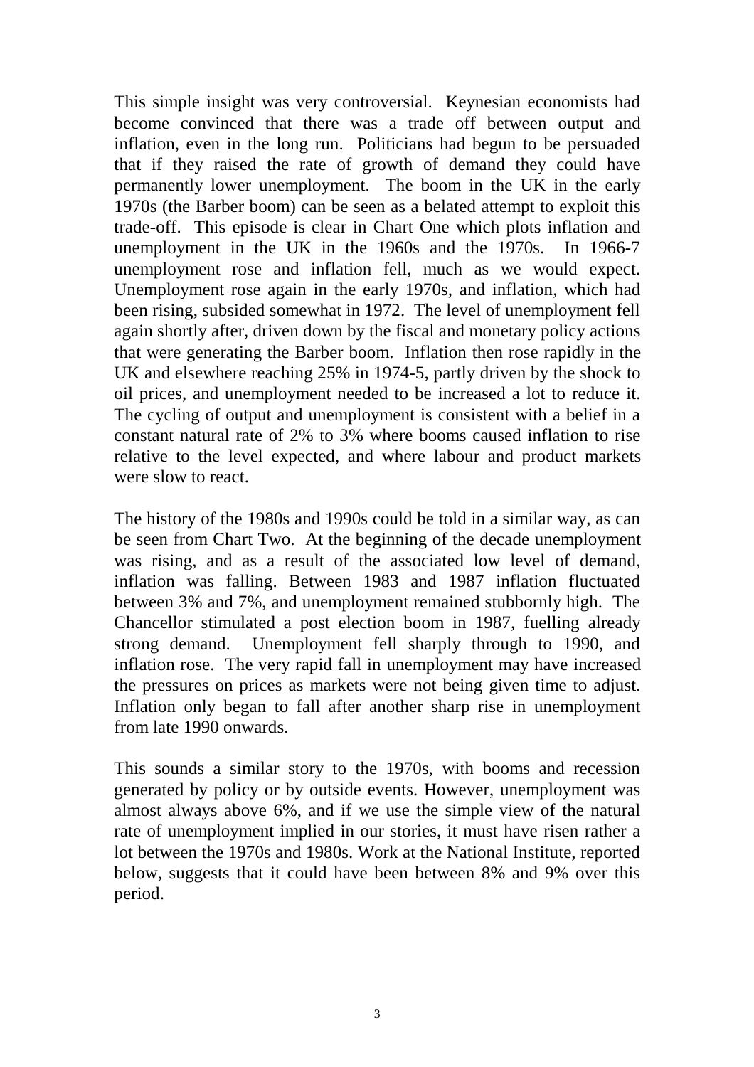This simple insight was very controversial. Keynesian economists had become convinced that there was a trade off between output and inflation, even in the long run. Politicians had begun to be persuaded that if they raised the rate of growth of demand they could have permanently lower unemployment. The boom in the UK in the early 1970s (the Barber boom) can be seen as a belated attempt to exploit this trade-off. This episode is clear in Chart One which plots inflation and unemployment in the UK in the 1960s and the 1970s. In 1966-7 unemployment rose and inflation fell, much as we would expect. Unemployment rose again in the early 1970s, and inflation, which had been rising, subsided somewhat in 1972. The level of unemployment fell again shortly after, driven down by the fiscal and monetary policy actions that were generating the Barber boom. Inflation then rose rapidly in the UK and elsewhere reaching 25% in 1974-5, partly driven by the shock to oil prices, and unemployment needed to be increased a lot to reduce it. The cycling of output and unemployment is consistent with a belief in a constant natural rate of 2% to 3% where booms caused inflation to rise relative to the level expected, and where labour and product markets were slow to react.

The history of the 1980s and 1990s could be told in a similar way, as can be seen from Chart Two. At the beginning of the decade unemployment was rising, and as a result of the associated low level of demand, inflation was falling. Between 1983 and 1987 inflation fluctuated between 3% and 7%, and unemployment remained stubbornly high. The Chancellor stimulated a post election boom in 1987, fuelling already strong demand. Unemployment fell sharply through to 1990, and inflation rose. The very rapid fall in unemployment may have increased the pressures on prices as markets were not being given time to adjust. Inflation only began to fall after another sharp rise in unemployment from late 1990 onwards.

This sounds a similar story to the 1970s, with booms and recession generated by policy or by outside events. However, unemployment was almost always above 6%, and if we use the simple view of the natural rate of unemployment implied in our stories, it must have risen rather a lot between the 1970s and 1980s. Work at the National Institute, reported below, suggests that it could have been between 8% and 9% over this period.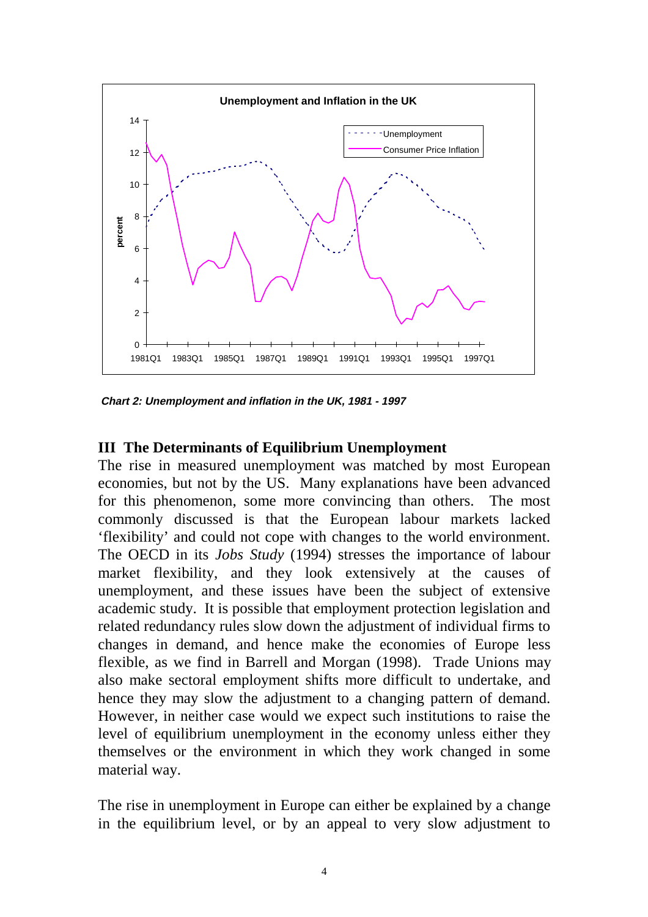*Chart 2: Unemployment and inflation in the UK, 1981 - 1997*

## III The Determinants of Equilibrium Unemployment

The rise in measured unemployment was matched by most European economies, but not by the US. Many explanations have been advanced for this phenomenon, some more convincing than others. The most commonly discussed is that the European labour markets lacked 'flexibility' and could not cope with changes to the world environment. The OECD in its *Jobs Study* (1994) stresses the importance of labour market flexibility, and they look extensively at the causes of unemployment, and these issues have been the subject of extensive academic study. It is possible that employment protection legislation and related redundancy rules slow down the adjustment of individual firms to changes in demand, and hence make the economies of Europe less flexible, as we find in Barrell and Morgan (1998). Trade Unions may also make sectoral employment shifts more difficult to undertake, and hence they may slow the adjustment to a changing pattern of demand. However, in neither case would we expect such institutions to raise the level of equilibrium unemployment in the economy unless either they themselves or the environment in which they work changed in some material way.

The rise in unemployment in Europe can either be explained by a change in the equilibrium level, or by an appeal to very slow adjustment to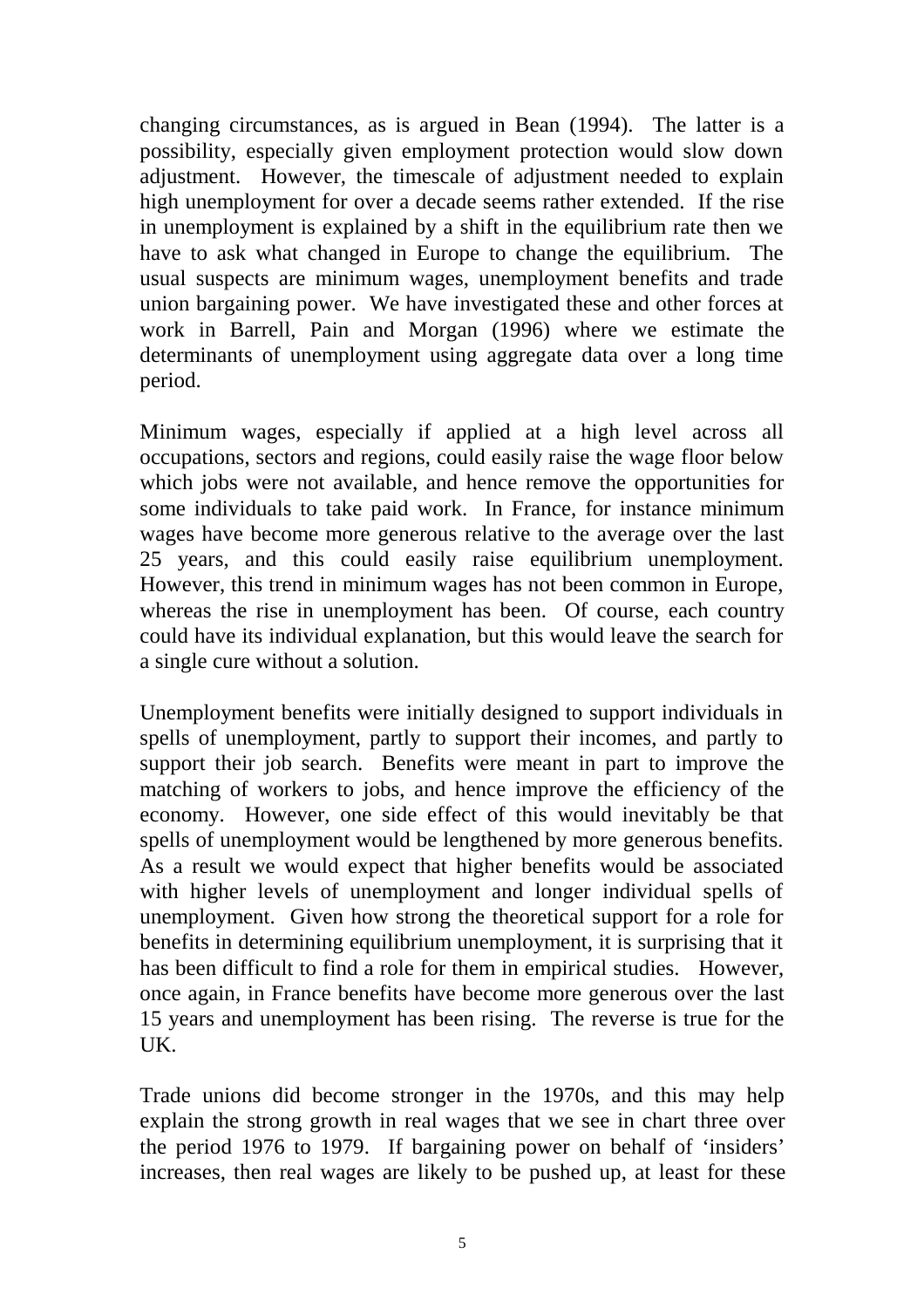changing circumstances, as is argued in Bean (1994). The latter is a possibility, especially given employment protection would slow down adjustment. However, the timescale of adjustment needed to explain high unemployment for over a decade seems rather extended. If the rise in unemployment is explained by a shift in the equilibrium rate then we have to ask what changed in Europe to change the equilibrium. The usual suspects are minimum wages, unemployment benefits and trade union bargaining power. We have investigated these and other forces at work in Barrell, Pain and Morgan (1996) where we estimate the determinants of unemployment using aggregate data over a long time period.

Minimum wages, especially if applied at a high level across all occupations, sectors and regions, could easily raise the wage floor below which jobs were not available, and hence remove the opportunities for some individuals to take paid work. In France, for instance minimum wages have become more generous relative to the average over the last 25 years, and this could easily raise equilibrium unemployment. However, this trend in minimum wages has not been common in Europe, whereas the rise in unemployment has been. Of course, each country could have its individual explanation, but this would leave the search for a single cure without a solution.

Unemployment benefits were initially designed to support individuals in spells of unemployment, partly to support their incomes, and partly to support their job search. Benefits were meant in part to improve the matching of workers to jobs, and hence improve the efficiency of the economy. However, one side effect of this would inevitably be that spells of unemployment would be lengthened by more generous benefits. As a result we would expect that higher benefits would be associated with higher levels of unemployment and longer individual spells of unemployment. Given how strong the theoretical support for a role for benefits in determining equilibrium unemployment, it is surprising that it has been difficult to find a role for them in empirical studies. However, once again, in France benefits have become more generous over the last 15 years and unemployment has been rising. The reverse is true for the UK.

Trade unions did become stronger in the 1970s, and this may help explain the strong growth in real wages that we see in chart three over the period 1976 to 1979. If bargaining power on behalf of 'insiders' increases, then real wages are likely to be pushed up, at least for these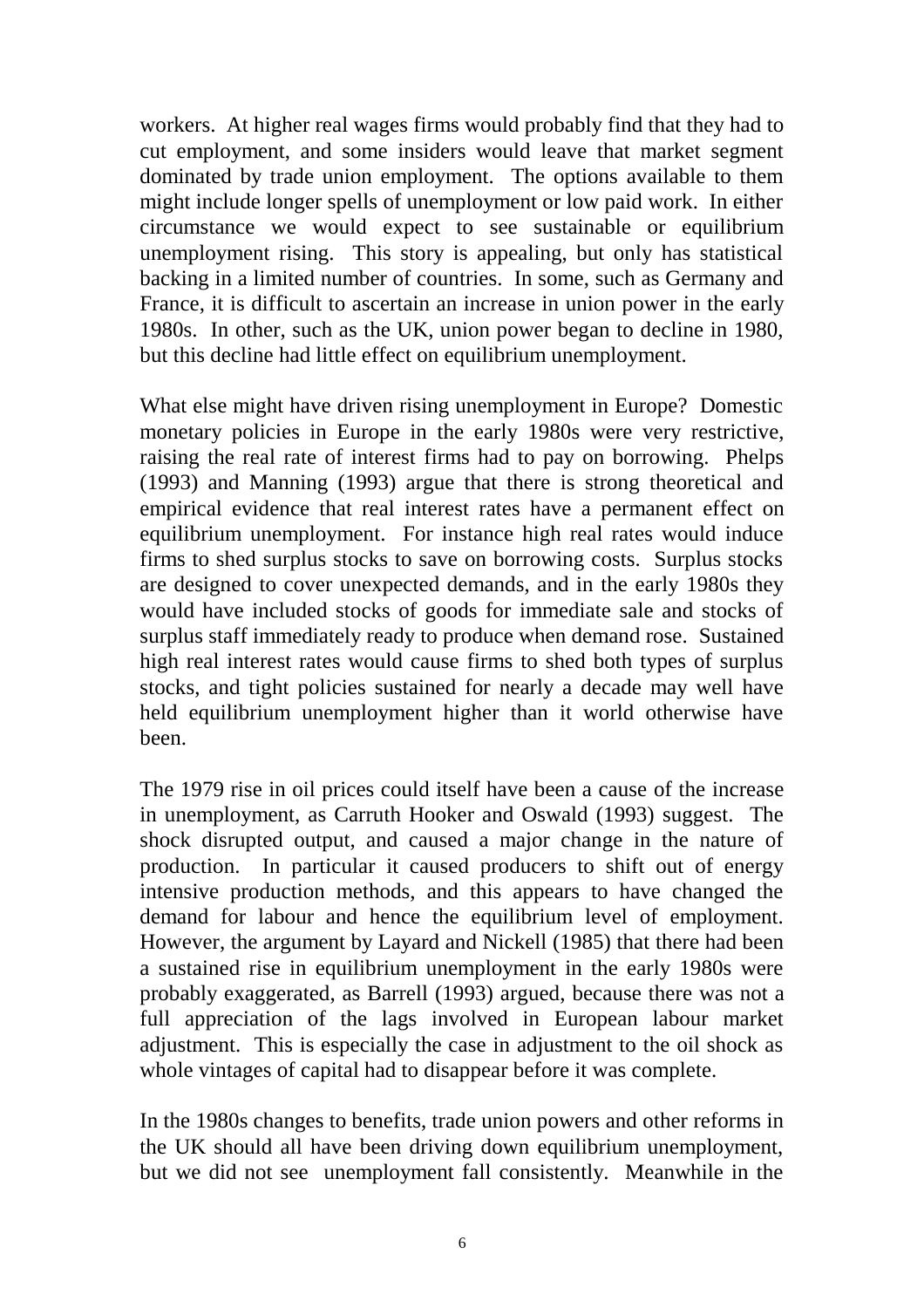workers. At higher real wages firms would probably find that they had to cut employment, and some insiders would leave that market segment dominated by trade union employment. The options available to them might include longer spells of unemployment or low paid work. In either circumstance we would expect to see sustainable or equilibrium unemployment rising. This story is appealing, but only has statistical backing in a limited number of countries. In some, such as Germany and France, it is difficult to ascertain an increase in union power in the early 1980s. In other, such as the UK, union power began to decline in 1980, but this decline had little effect on equilibrium unemployment.

What else might have driven rising unemployment in Europe? Domestic monetary policies in Europe in the early 1980s were very restrictive, raising the real rate of interest firms had to pay on borrowing. Phelps (1993) and Manning (1993) argue that there is strong theoretical and empirical evidence that real interest rates have a permanent effect on equilibrium unemployment. For instance high real rates would induce firms to shed surplus stocks to save on borrowing costs. Surplus stocks are designed to cover unexpected demands, and in the early 1980s they would have included stocks of goods for immediate sale and stocks of surplus staff immediately ready to produce when demand rose. Sustained high real interest rates would cause firms to shed both types of surplus stocks, and tight policies sustained for nearly a decade may well have held equilibrium unemployment higher than it world otherwise have been.

The 1979 rise in oil prices could itself have been a cause of the increase in unemployment, as Carruth Hooker and Oswald (1993) suggest. The shock disrupted output, and caused a major change in the nature of production. In particular it caused producers to shift out of energy intensive production methods, and this appears to have changed the demand for labour and hence the equilibrium level of employment. However, the argument by Layard and Nickell (1985) that there had been a sustained rise in equilibrium unemployment in the early 1980s were probably exaggerated, as Barrell (1993) argued, because there was not a full appreciation of the lags involved in European labour market adjustment. This is especially the case in adjustment to the oil shock as whole vintages of capital had to disappear before it was complete.

In the 1980s changes to benefits, trade union powers and other reforms in the UK should all have been driving down equilibrium unemployment, but we did not see unemployment fall consistently. Meanwhile in the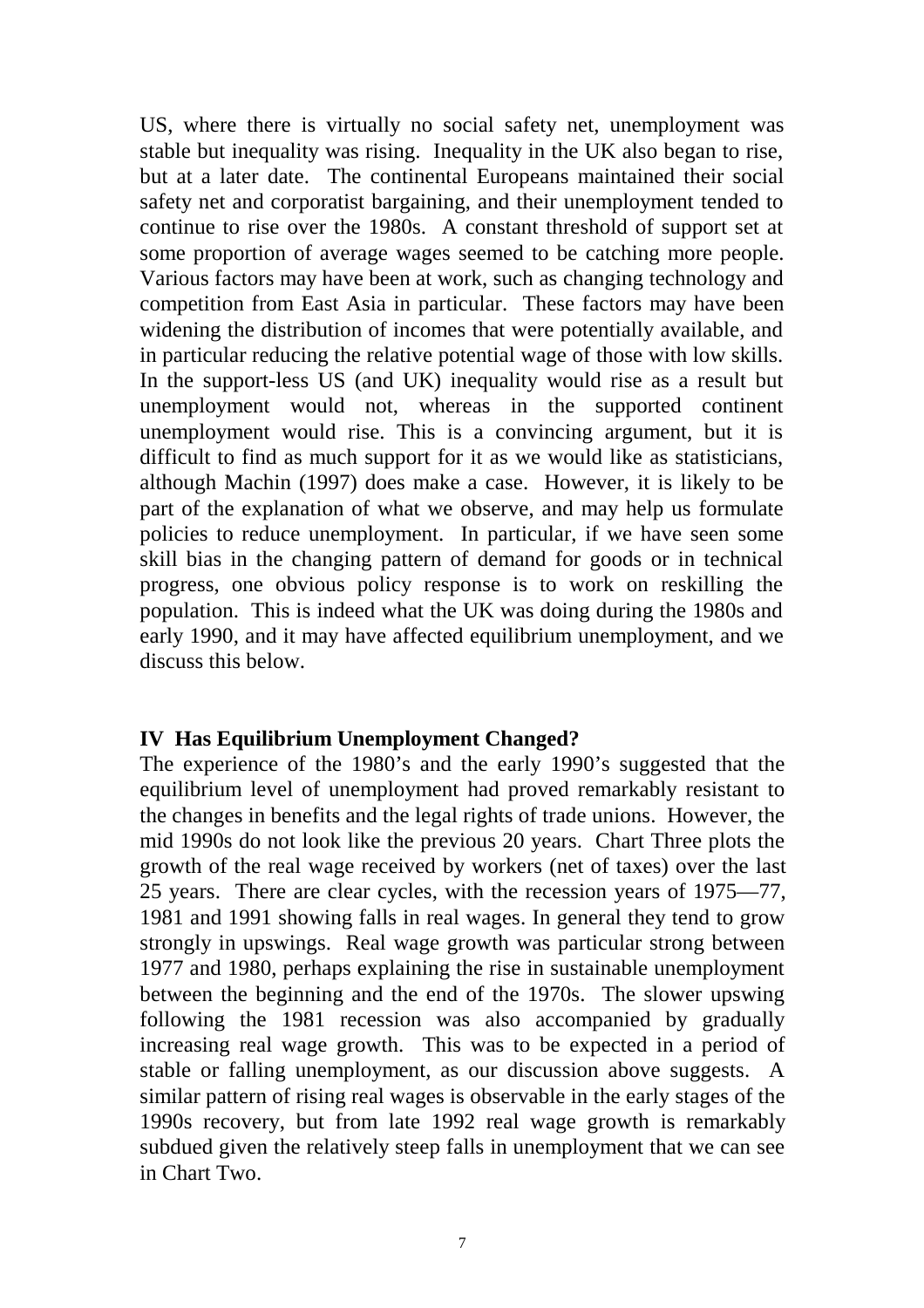US, where there is virtually no social safety net, unemployment was stable but inequality was rising. Inequality in the UK also began to rise, but at a later date. The continental Europeans maintained their social safety net and corporatist bargaining, and their unemployment tended to continue to rise over the 1980s. A constant threshold of support set at some proportion of average wages seemed to be catching more people. Various factors may have been at work, such as changing technology and competition from East Asia in particular. These factors may have been widening the distribution of incomes that were potentially available, and in particular reducing the relative potential wage of those with low skills. In the support-less US (and UK) inequality would rise as a result but unemployment would not, whereas in the supported continent unemployment would rise. This is a convincing argument, but it is difficult to find as much support for it as we would like as statisticians, although Machin (1997) does make a case. However, it is likely to be part of the explanation of what we observe, and may help us formulate policies to reduce unemployment. In particular, if we have seen some skill bias in the changing pattern of demand for goods or in technical progress, one obvious policy response is to work on reskilling the population. This is indeed what the UK was doing during the 1980s and early 1990, and it may have affected equilibrium unemployment, and we discuss this below.

## IV Has Equilibrium Unemployment Changed?

The experience of the 1980's and the early 1990's suggested that the equilibrium level of unemployment had proved remarkably resistant to the changes in benefits and the legal rights of trade unions. However, the mid 1990s do not look like the previous 20 years. Chart Three plots the growth of the real wage received by workers (net of taxes) over the last 25 years. There are clear cycles, with the recession years of 1975—77, 1981 and 1991 showing falls in real wages. In general they tend to grow strongly in upswings. Real wage growth was particular strong between 1977 and 1980, perhaps explaining the rise in sustainable unemployment between the beginning and the end of the 1970s. The slower upswing following the 1981 recession was also accompanied by gradually increasing real wage growth. This was to be expected in a period of stable or falling unemployment, as our discussion above suggests. A similar pattern of rising real wages is observable in the early stages of the 1990s recovery, but from late 1992 real wage growth is remarkably subdued given the relatively steep falls in unemployment that we can see in Chart Two.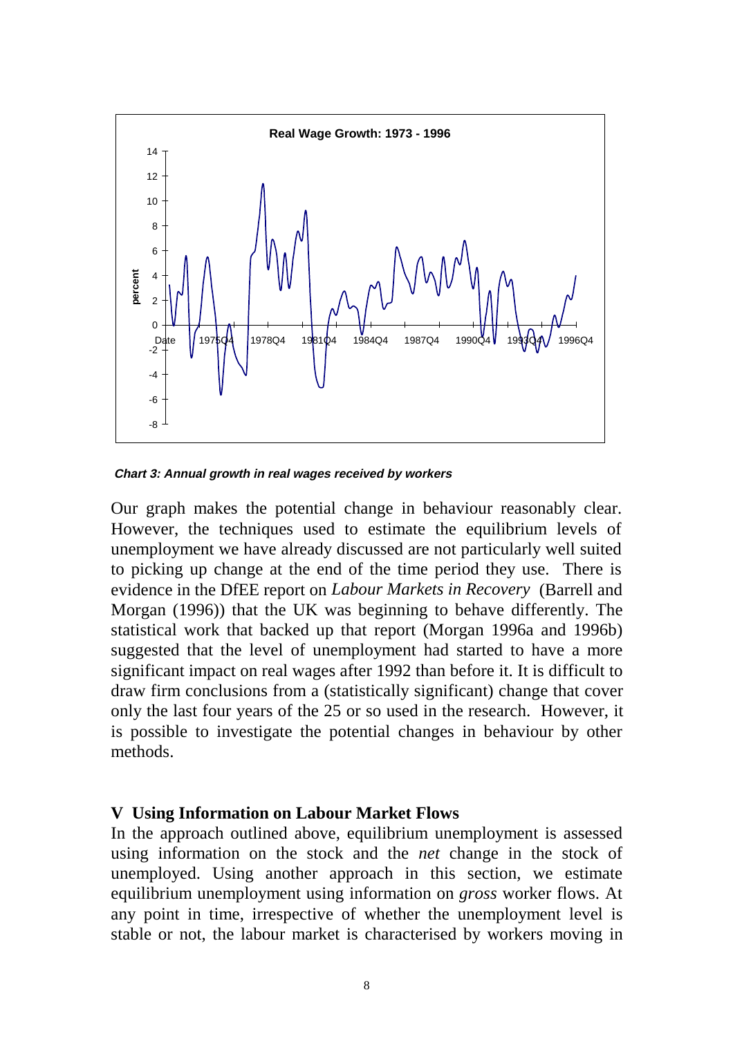**Real Wage Growth: 1973 - 1996**

***Chart 3: Annual growth in real wages received by workers***

Our graph makes the potential change in behaviour reasonably clear. However, the techniques used to estimate the equilibrium levels of unemployment we have already discussed are not particularly well suited to picking up change at the end of the time period they use. There is evidence in the DfEE report on *Labour Markets in Recovery* (Barrell and Morgan (1996)) that the UK was beginning to behave differently. The statistical work that backed up that report (Morgan 1996a and 1996b) suggested that the level of unemployment had started to have a more significant impact on real wages after 1992 than before it. It is difficult to draw firm conclusions from a (statistically significant) change that cover only the last four years of the 25 or so used in the research. However, it is possible to investigate the potential changes in behaviour by other methods.

## V Using Information on Labour Market Flows

In the approach outlined above, equilibrium unemployment is assessed using information on the stock and the *net* change in the stock of unemployed. Using another approach in this section, we estimate equilibrium unemployment using information on *gross* worker flows. At any point in time, irrespective of whether the unemployment level is stable or not, the labour market is characterised by workers moving in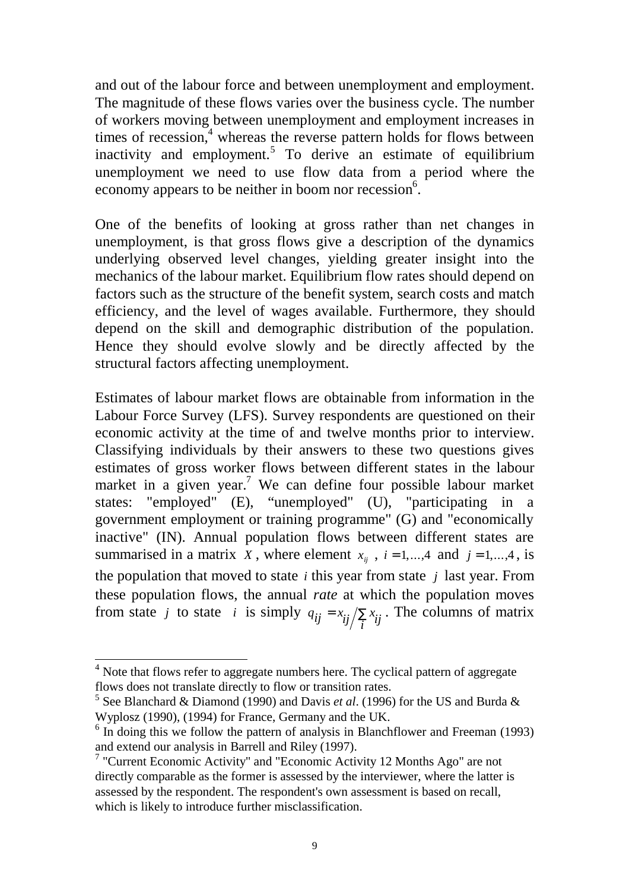and out of the labour force and between unemployment and employment. The magnitude of these flows varies over the business cycle. The number of workers moving between unemployment and employment increases in times of recession,[4] whereas the reverse pattern holds for flows between inactivity and employment.[5] To derive an estimate of equilibrium unemployment we need to use flow data from a period where the economy appears to be neither in boom nor recession[6].

One of the benefits of looking at gross rather than net changes in unemployment, is that gross flows give a description of the dynamics underlying observed level changes, yielding greater insight into the mechanics of the labour market. Equilibrium flow rates should depend on factors such as the structure of the benefit system, search costs and match efficiency, and the level of wages available. Furthermore, they should depend on the skill and demographic distribution of the population. Hence they should evolve slowly and be directly affected by the structural factors affecting unemployment.

Estimates of labour market flows are obtainable from information in the Labour Force Survey (LFS). Survey respondents are questioned on their economic activity at the time of and twelve months prior to interview. Classifying individuals by their answers to these two questions gives estimates of gross worker flows between different states in the labour market in a given year.[7] We can define four possible labour market states: "employed" (E), "unemployed" (U), "participating in a government employment or training programme" (G) and "economically inactive" (IN). Annual population flows between different states are summarised in a matrix $X$, where element $x_{ij}$ , $i=1,...,4$ and $j=1,...,4$, is the population that moved to state $i$ this year from state $j$ last year. From these population flows, the annual *rate* at which the population moves from state $j$ to state $i$ is simply $q_{ij} = x_{ij} \Big/ \sum_i x_{ij}$ . The columns of matrix

---

[4] Note that flows refer to aggregate numbers here. The cyclical pattern of aggregate flows does not translate directly to flow or transition rates.

[5] See Blanchard & Diamond (1990) and Davis *et al*. (1996) for the US and Burda & Wyplosz (1990), (1994) for France, Germany and the UK.

[6] In doing this we follow the pattern of analysis in Blanchflower and Freeman (1993) and extend our analysis in Barrell and Riley (1997).

[7] "Current Economic Activity" and "Economic Activity 12 Months Ago" are not directly comparable as the former is assessed by the interviewer, where the latter is assessed by the respondent. The respondent's own assessment is based on recall, which is likely to introduce further misclassification.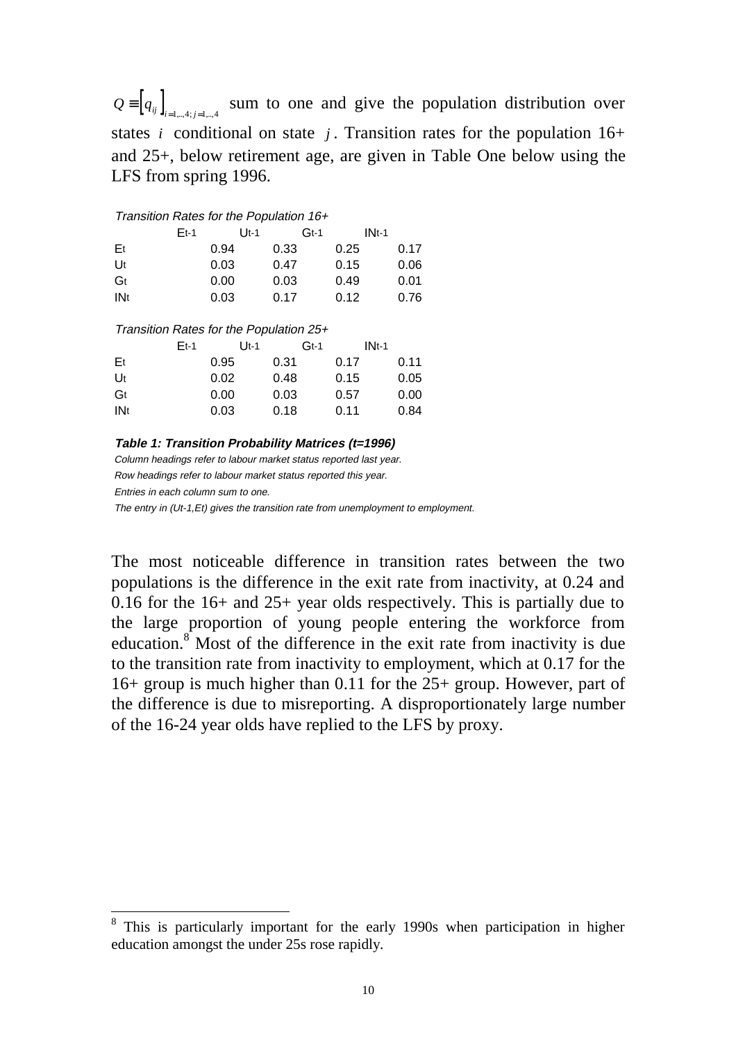$Q \equiv \left[q_{ij}\right]_{i=1,..,4;\, j=1,..,4}$ sum to one and give the population distribution over states $i$ conditional on state $j$. Transition rates for the population 16+ and 25+, below retirement age, are given in Table One below using the LFS from spring 1996.

*Transition Rates for the Population 16+*

| | $E_{t-1}$ | $U_{t-1}$ | $G_{t-1}$ | $IN_{t-1}$ |
|---|---|---|---|---|
| $E_t$ | 0.94 | 0.33 | 0.25 | 0.17 |
| $U_t$ | 0.03 | 0.47 | 0.15 | 0.06 |
| $G_t$ | 0.00 | 0.03 | 0.49 | 0.01 |
| $IN_t$ | 0.03 | 0.17 | 0.12 | 0.76 |

*Transition Rates for the Population 25+*

| | $E_{t-1}$ | $U_{t-1}$ | $G_{t-1}$ | $IN_{t-1}$ |
|---|---|---|---|---|
| $E_t$ | 0.95 | 0.31 | 0.17 | 0.11 |
| $U_t$ | 0.02 | 0.48 | 0.15 | 0.05 |
| $G_t$ | 0.00 | 0.03 | 0.57 | 0.00 |
| $IN_t$ | 0.03 | 0.18 | 0.11 | 0.84 |

***Table 1: Transition Probability Matrices (t=1996)***

*Column headings refer to labour market status reported last year.*

*Row headings refer to labour market status reported this year.*

*Entries in each column sum to one.*

*The entry in (Ut-1,Et) gives the transition rate from unemployment to employment.*

The most noticeable difference in transition rates between the two populations is the difference in the exit rate from inactivity, at 0.24 and 0.16 for the 16+ and 25+ year olds respectively. This is partially due to the large proportion of young people entering the workforce from education.[8] Most of the difference in the exit rate from inactivity is due to the transition rate from inactivity to employment, which at 0.17 for the 16+ group is much higher than 0.11 for the 25+ group. However, part of the difference is due to misreporting. A disproportionately large number of the 16-24 year olds have replied to the LFS by proxy.

[8] This is particularly important for the early 1990s when participation in higher education amongst the under 25s rose rapidly.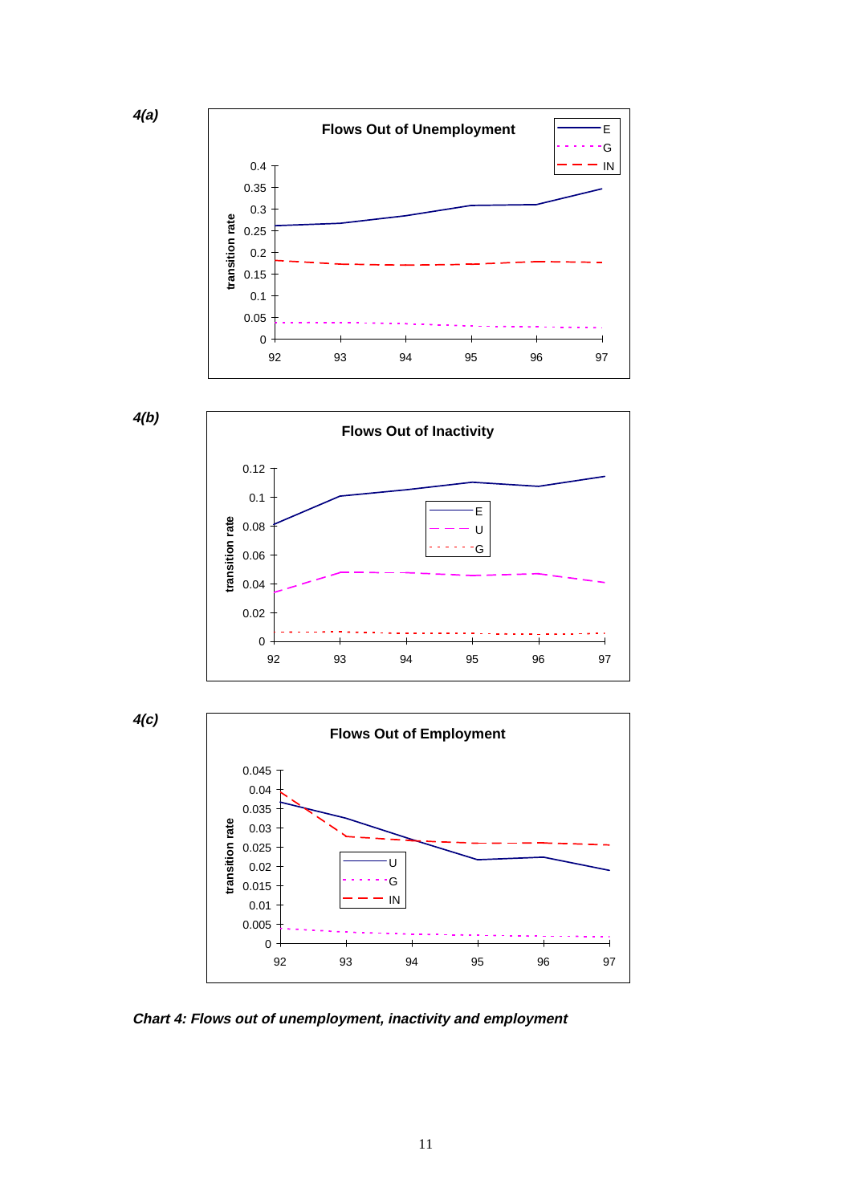4(a)

**Flows Out of Unemployment**

4(b)

**Flows Out of Inactivity**

4(c)

**Flows Out of Employment**

***Chart 4: Flows out of unemployment, inactivity and employment***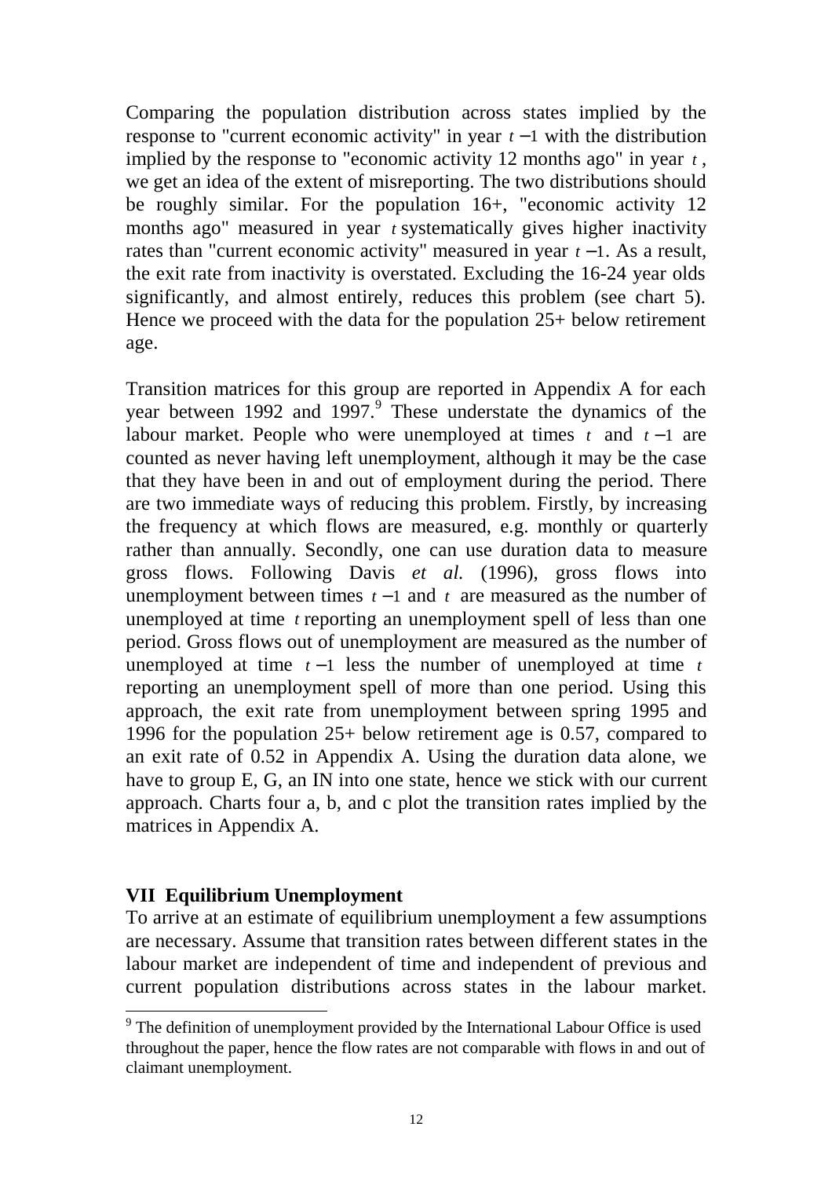Comparing the population distribution across states implied by the response to "current economic activity" in year $t-1$ with the distribution implied by the response to "economic activity 12 months ago" in year $t$, we get an idea of the extent of misreporting. The two distributions should be roughly similar. For the population 16+, "economic activity 12 months ago" measured in year $t$ systematically gives higher inactivity rates than "current economic activity" measured in year $t-1$. As a result, the exit rate from inactivity is overstated. Excluding the 16-24 year olds significantly, and almost entirely, reduces this problem (see chart 5). Hence we proceed with the data for the population 25+ below retirement age.

Transition matrices for this group are reported in Appendix A for each year between 1992 and 1997.[9] These understate the dynamics of the labour market. People who were unemployed at times $t$ and $t-1$ are counted as never having left unemployment, although it may be the case that they have been in and out of employment during the period. There are two immediate ways of reducing this problem. Firstly, by increasing the frequency at which flows are measured, e.g. monthly or quarterly rather than annually. Secondly, one can use duration data to measure gross flows. Following Davis *et al.* (1996), gross flows into unemployment between times $t-1$ and $t$ are measured as the number of unemployed at time $t$ reporting an unemployment spell of less than one period. Gross flows out of unemployment are measured as the number of unemployed at time $t-1$ less the number of unemployed at time $t$ reporting an unemployment spell of more than one period. Using this approach, the exit rate from unemployment between spring 1995 and 1996 for the population 25+ below retirement age is 0.57, compared to an exit rate of 0.52 in Appendix A. Using the duration data alone, we have to group E, G, an IN into one state, hence we stick with our current approach. Charts four a, b, and c plot the transition rates implied by the matrices in Appendix A.

## VII Equilibrium Unemployment

To arrive at an estimate of equilibrium unemployment a few assumptions are necessary. Assume that transition rates between different states in the labour market are independent of time and independent of previous and current population distributions across states in the labour market.

[9] The definition of unemployment provided by the International Labour Office is used throughout the paper, hence the flow rates are not comparable with flows in and out of claimant unemployment.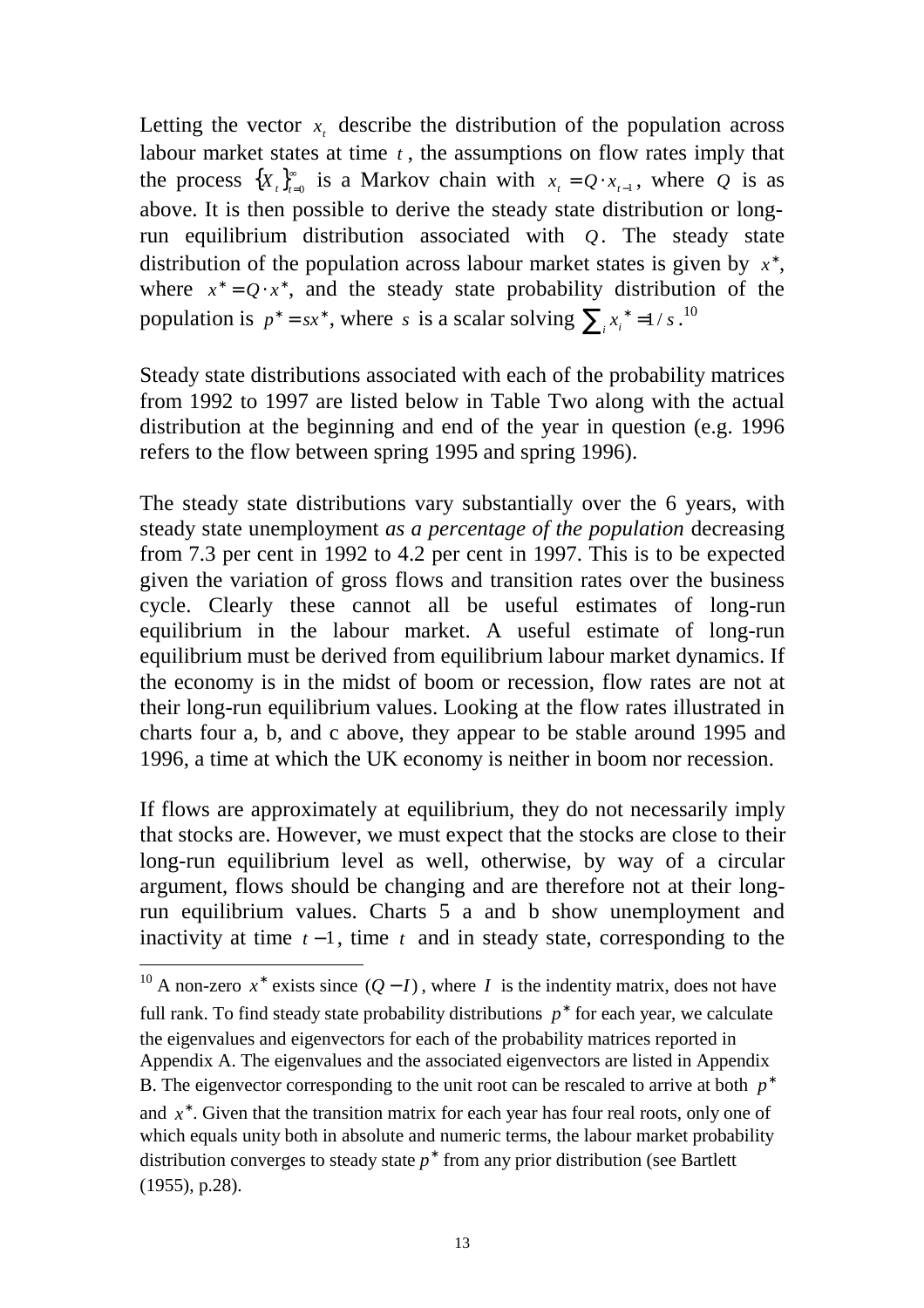Letting the vector $x_t$ describe the distribution of the population across labour market states at time $t$, the assumptions on flow rates imply that the process $\{X_t\}_{t=0}^{\infty}$ is a Markov chain with $x_t = Q \cdot x_{t-1}$, where $Q$ is as above. It is then possible to derive the steady state distribution or long-run equilibrium distribution associated with $Q$. The steady state distribution of the population across labour market states is given by $x^*$, where $x^* = Q \cdot x^*$, and the steady state probability distribution of the population is $p^* = sx^*$, where $s$ is a scalar solving $\sum_i x_i^* = 1/s$.[10]

Steady state distributions associated with each of the probability matrices from 1992 to 1997 are listed below in Table Two along with the actual distribution at the beginning and end of the year in question (e.g. 1996 refers to the flow between spring 1995 and spring 1996).

The steady state distributions vary substantially over the 6 years, with steady state unemployment *as a percentage of the population* decreasing from 7.3 per cent in 1992 to 4.2 per cent in 1997. This is to be expected given the variation of gross flows and transition rates over the business cycle. Clearly these cannot all be useful estimates of long-run equilibrium in the labour market. A useful estimate of long-run equilibrium must be derived from equilibrium labour market dynamics. If the economy is in the midst of boom or recession, flow rates are not at their long-run equilibrium values. Looking at the flow rates illustrated in charts four a, b, and c above, they appear to be stable around 1995 and 1996, a time at which the UK economy is neither in boom nor recession.

If flows are approximately at equilibrium, they do not necessarily imply that stocks are. However, we must expect that the stocks are close to their long-run equilibrium level as well, otherwise, by way of a circular argument, flows should be changing and are therefore not at their long-run equilibrium values. Charts 5 a and b show unemployment and inactivity at time $t-1$, time $t$ and in steady state, corresponding to the

---

[10] A non-zero $x^*$ exists since $(Q - I)$, where $I$ is the indentity matrix, does not have full rank. To find steady state probability distributions $p^*$ for each year, we calculate the eigenvalues and eigenvectors for each of the probability matrices reported in Appendix A. The eigenvalues and the associated eigenvectors are listed in Appendix B. The eigenvector corresponding to the unit root can be rescaled to arrive at both $p^*$ and $x^*$. Given that the transition matrix for each year has four real roots, only one of which equals unity both in absolute and numeric terms, the labour market probability distribution converges to steady state $p^*$ from any prior distribution (see Bartlett (1955), p.28).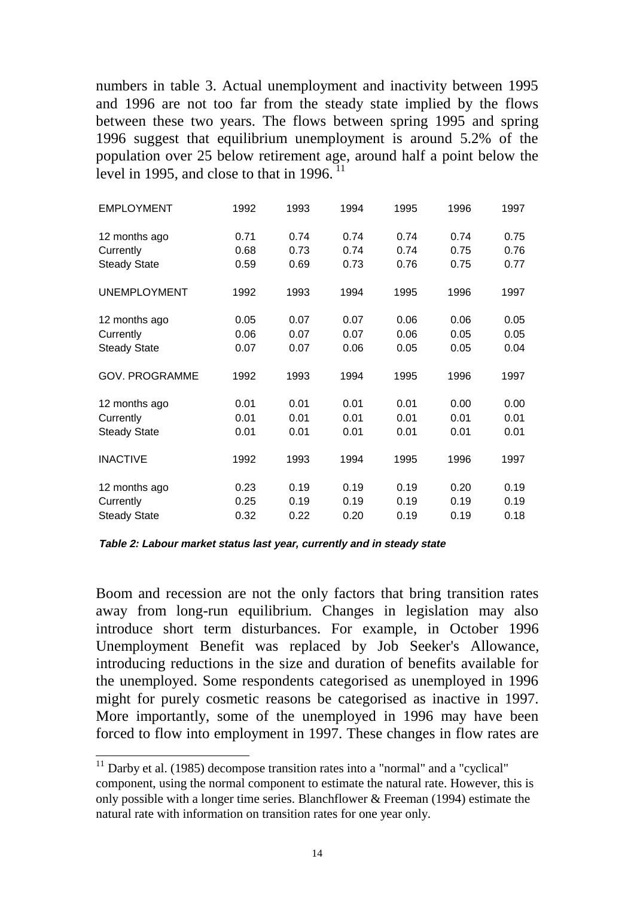numbers in table 3. Actual unemployment and inactivity between 1995 and 1996 are not too far from the steady state implied by the flows between these two years. The flows between spring 1995 and spring 1996 suggest that equilibrium unemployment is around 5.2% of the population over 25 below retirement age, around half a point below the level in 1995, and close to that in 1996. [11]

| EMPLOYMENT | 1992 | 1993 | 1994 | 1995 | 1996 | 1997 |
|---|---|---|---|---|---|---|
| 12 months ago | 0.71 | 0.74 | 0.74 | 0.74 | 0.74 | 0.75 |
| Currently | 0.68 | 0.73 | 0.74 | 0.74 | 0.75 | 0.76 |
| Steady State | 0.59 | 0.69 | 0.73 | 0.76 | 0.75 | 0.77 |
| **UNEMPLOYMENT** | **1992** | **1993** | **1994** | **1995** | **1996** | **1997** |
| 12 months ago | 0.05 | 0.07 | 0.07 | 0.06 | 0.06 | 0.05 |
| Currently | 0.06 | 0.07 | 0.07 | 0.06 | 0.05 | 0.05 |
| Steady State | 0.07 | 0.07 | 0.06 | 0.05 | 0.05 | 0.04 |
| **GOV. PROGRAMME** | **1992** | **1993** | **1994** | **1995** | **1996** | **1997** |
| 12 months ago | 0.01 | 0.01 | 0.01 | 0.01 | 0.00 | 0.00 |
| Currently | 0.01 | 0.01 | 0.01 | 0.01 | 0.01 | 0.01 |
| Steady State | 0.01 | 0.01 | 0.01 | 0.01 | 0.01 | 0.01 |
| **INACTIVE** | **1992** | **1993** | **1994** | **1995** | **1996** | **1997** |
| 12 months ago | 0.23 | 0.19 | 0.19 | 0.19 | 0.20 | 0.19 |
| Currently | 0.25 | 0.19 | 0.19 | 0.19 | 0.19 | 0.19 |
| Steady State | 0.32 | 0.22 | 0.20 | 0.19 | 0.19 | 0.18 |

***Table 2: Labour market status last year, currently and in steady state***

Boom and recession are not the only factors that bring transition rates away from long-run equilibrium. Changes in legislation may also introduce short term disturbances. For example, in October 1996 Unemployment Benefit was replaced by Job Seeker's Allowance, introducing reductions in the size and duration of benefits available for the unemployed. Some respondents categorised as unemployed in 1996 might for purely cosmetic reasons be categorised as inactive in 1997. More importantly, some of the unemployed in 1996 may have been forced to flow into employment in 1997. These changes in flow rates are

[11] Darby et al. (1985) decompose transition rates into a "normal" and a "cyclical" component, using the normal component to estimate the natural rate. However, this is only possible with a longer time series. Blanchflower & Freeman (1994) estimate the natural rate with information on transition rates for one year only.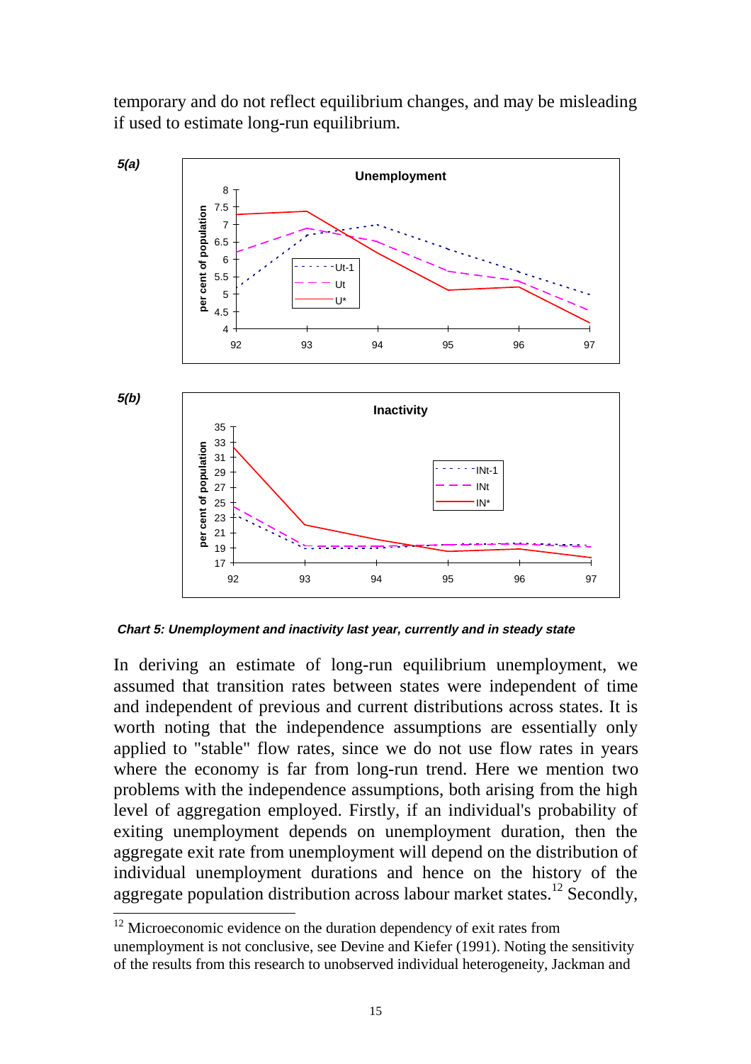temporary and do not reflect equilibrium changes, and may be misleading if used to estimate long-run equilibrium.

*Chart 5: Unemployment and inactivity last year, currently and in steady state*

In deriving an estimate of long-run equilibrium unemployment, we assumed that transition rates between states were independent of time and independent of previous and current distributions across states. It is worth noting that the independence assumptions are essentially only applied to "stable" flow rates, since we do not use flow rates in years where the economy is far from long-run trend. Here we mention two problems with the independence assumptions, both arising from the high level of aggregation employed. Firstly, if an individual's probability of exiting unemployment depends on unemployment duration, then the aggregate exit rate from unemployment will depend on the distribution of individual unemployment durations and hence on the history of the aggregate population distribution across labour market states.[12] Secondly,

[12] Microeconomic evidence on the duration dependency of exit rates from unemployment is not conclusive, see Devine and Kiefer (1991). Noting the sensitivity of the results from this research to unobserved individual heterogeneity, Jackman and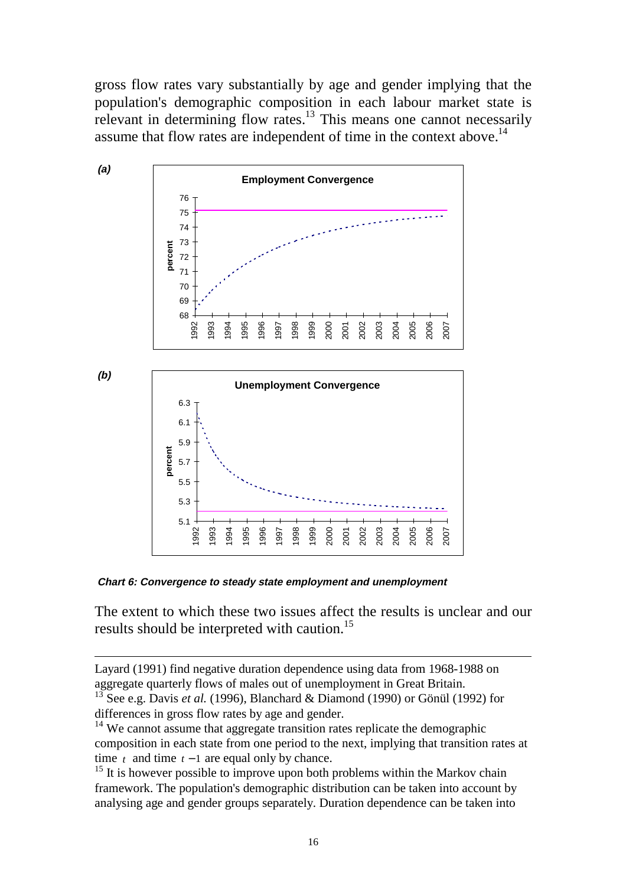gross flow rates vary substantially by age and gender implying that the population's demographic composition in each labour market state is relevant in determining flow rates.[13] This means one cannot necessarily assume that flow rates are independent of time in the context above.[14]

**Chart 6: Convergence to steady state employment and unemployment**

The extent to which these two issues affect the results is unclear and our results should be interpreted with caution.[15]

---

Layard (1991) find negative duration dependence using data from 1968-1988 on aggregate quarterly flows of males out of unemployment in Great Britain.

[13] See e.g. Davis *et al.* (1996), Blanchard & Diamond (1990) or Gönül (1992) for differences in gross flow rates by age and gender.

[14] We cannot assume that aggregate transition rates replicate the demographic composition in each state from one period to the next, implying that transition rates at time $t$ and time $t-1$ are equal only by chance.

[15] It is however possible to improve upon both problems within the Markov chain framework. The population's demographic distribution can be taken into account by analysing age and gender groups separately. Duration dependence can be taken into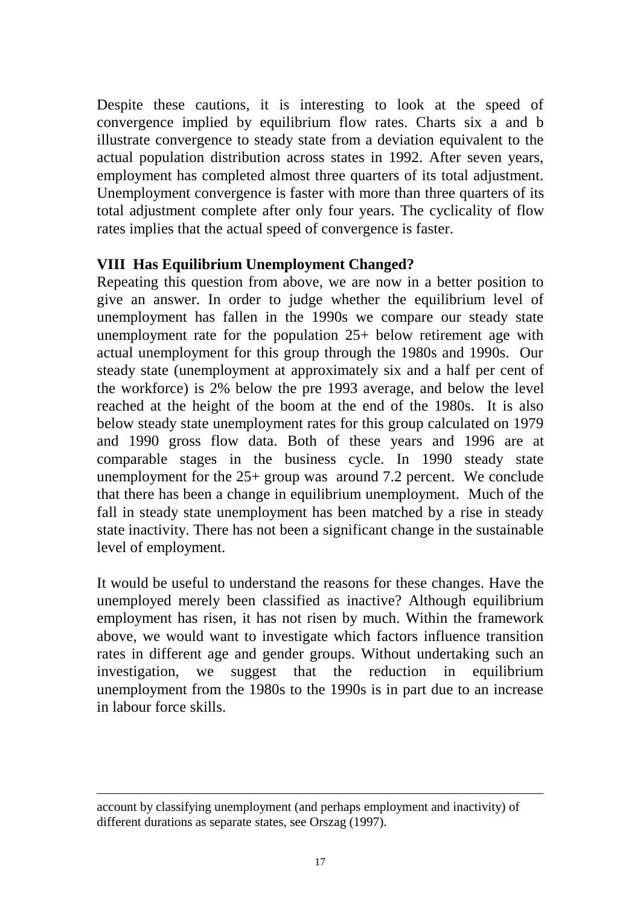Despite these cautions, it is interesting to look at the speed of convergence implied by equilibrium flow rates. Charts six a and b illustrate convergence to steady state from a deviation equivalent to the actual population distribution across states in 1992. After seven years, employment has completed almost three quarters of its total adjustment. Unemployment convergence is faster with more than three quarters of its total adjustment complete after only four years. The cyclicality of flow rates implies that the actual speed of convergence is faster.

## VIII Has Equilibrium Unemployment Changed?

Repeating this question from above, we are now in a better position to give an answer. In order to judge whether the equilibrium level of unemployment has fallen in the 1990s we compare our steady state unemployment rate for the population 25+ below retirement age with actual unemployment for this group through the 1980s and 1990s. Our steady state (unemployment at approximately six and a half per cent of the workforce) is 2% below the pre 1993 average, and below the level reached at the height of the boom at the end of the 1980s. It is also below steady state unemployment rates for this group calculated on 1979 and 1990 gross flow data. Both of these years and 1996 are at comparable stages in the business cycle. In 1990 steady state unemployment for the 25+ group was around 7.2 percent. We conclude that there has been a change in equilibrium unemployment. Much of the fall in steady state unemployment has been matched by a rise in steady state inactivity. There has not been a significant change in the sustainable level of employment.

It would be useful to understand the reasons for these changes. Have the unemployed merely been classified as inactive? Although equilibrium employment has risen, it has not risen by much. Within the framework above, we would want to investigate which factors influence transition rates in different age and gender groups. Without undertaking such an investigation, we suggest that the reduction in equilibrium unemployment from the 1980s to the 1990s is in part due to an increase in labour force skills.

---

account by classifying unemployment (and perhaps employment and inactivity) of different durations as separate states, see Orszag (1997).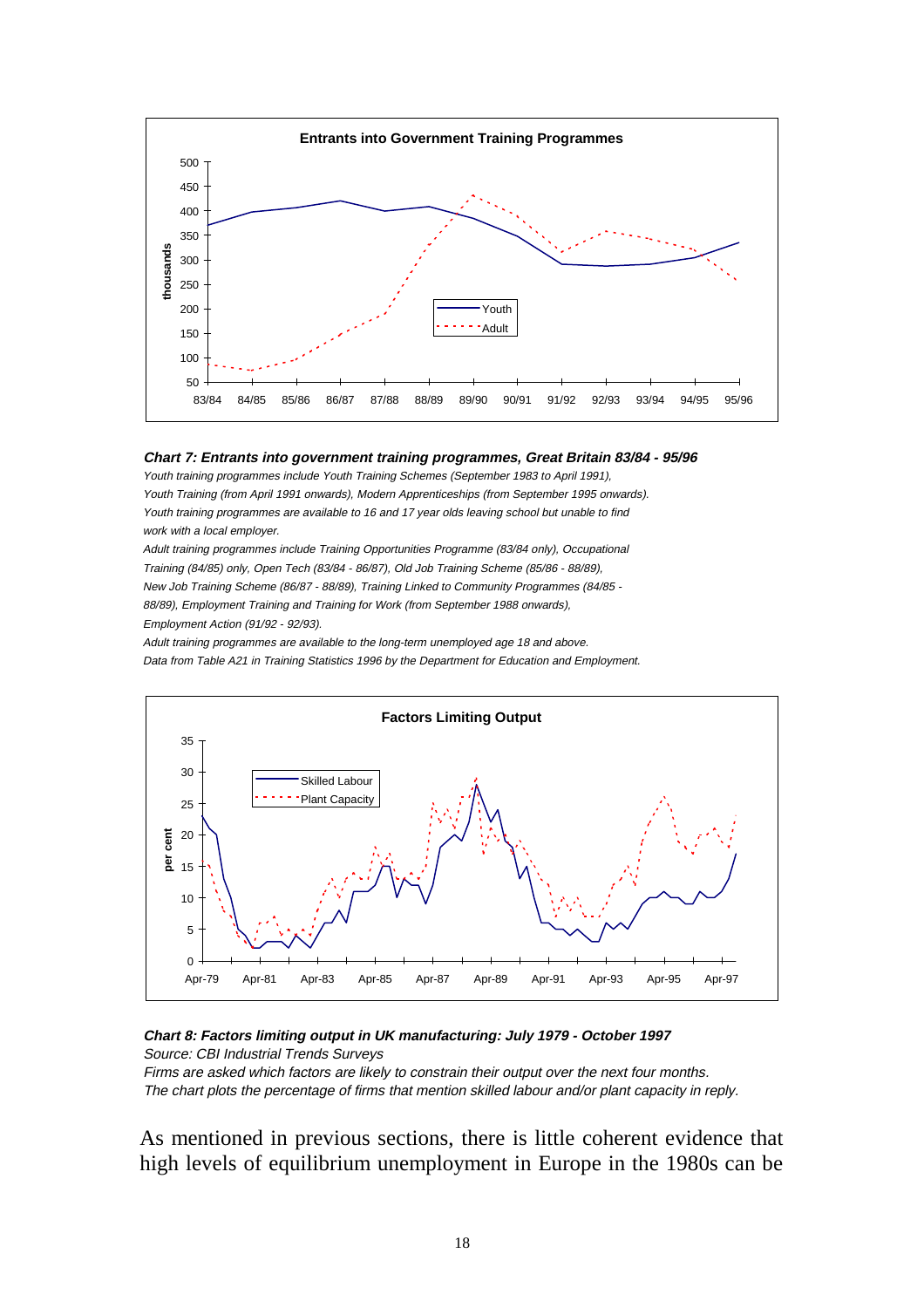*Chart 7: Entrants into government training programmes, Great Britain 83/84 - 95/96*

*Youth training programmes include Youth Training Schemes (September 1983 to April 1991), Youth Training (from April 1991 onwards), Modern Apprenticeships (from September 1995 onwards). Youth training programmes are available to 16 and 17 year olds leaving school but unable to find work with a local employer.*

*Adult training programmes include Training Opportunities Programme (83/84 only), Occupational Training (84/85) only, Open Tech (83/84 - 86/87), Old Job Training Scheme (85/86 - 88/89), New Job Training Scheme (86/87 - 88/89), Training Linked to Community Programmes (84/85 - 88/89), Employment Training and Training for Work (from September 1988 onwards), Employment Action (91/92 - 92/93).*

*Adult training programmes are available to the long-term unemployed age 18 and above.*

*Data from Table A21 in Training Statistics 1996 by the Department for Education and Employment.*

*Chart 8: Factors limiting output in UK manufacturing: July 1979 - October 1997*

*Source: CBI Industrial Trends Surveys*

*Firms are asked which factors are likely to constrain their output over the next four months.*

*The chart plots the percentage of firms that mention skilled labour and/or plant capacity in reply.*

As mentioned in previous sections, there is little coherent evidence that high levels of equilibrium unemployment in Europe in the 1980s can be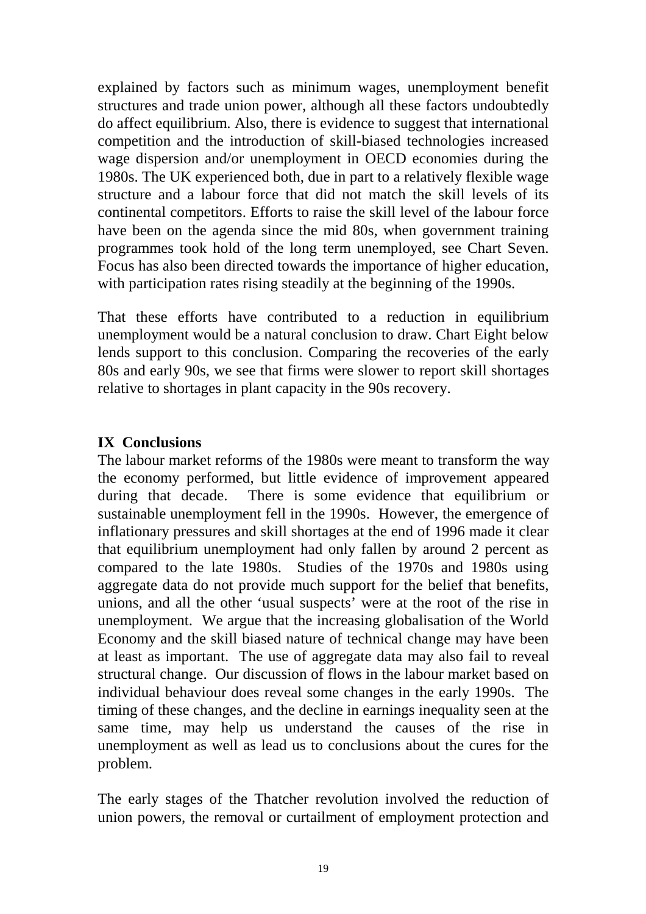explained by factors such as minimum wages, unemployment benefit structures and trade union power, although all these factors undoubtedly do affect equilibrium. Also, there is evidence to suggest that international competition and the introduction of skill-biased technologies increased wage dispersion and/or unemployment in OECD economies during the 1980s. The UK experienced both, due in part to a relatively flexible wage structure and a labour force that did not match the skill levels of its continental competitors. Efforts to raise the skill level of the labour force have been on the agenda since the mid 80s, when government training programmes took hold of the long term unemployed, see Chart Seven. Focus has also been directed towards the importance of higher education, with participation rates rising steadily at the beginning of the 1990s.

That these efforts have contributed to a reduction in equilibrium unemployment would be a natural conclusion to draw. Chart Eight below lends support to this conclusion. Comparing the recoveries of the early 80s and early 90s, we see that firms were slower to report skill shortages relative to shortages in plant capacity in the 90s recovery.

## IX Conclusions

The labour market reforms of the 1980s were meant to transform the way the economy performed, but little evidence of improvement appeared during that decade. There is some evidence that equilibrium or sustainable unemployment fell in the 1990s. However, the emergence of inflationary pressures and skill shortages at the end of 1996 made it clear that equilibrium unemployment had only fallen by around 2 percent as compared to the late 1980s. Studies of the 1970s and 1980s using aggregate data do not provide much support for the belief that benefits, unions, and all the other 'usual suspects' were at the root of the rise in unemployment. We argue that the increasing globalisation of the World Economy and the skill biased nature of technical change may have been at least as important. The use of aggregate data may also fail to reveal structural change. Our discussion of flows in the labour market based on individual behaviour does reveal some changes in the early 1990s. The timing of these changes, and the decline in earnings inequality seen at the same time, may help us understand the causes of the rise in unemployment as well as lead us to conclusions about the cures for the problem.

The early stages of the Thatcher revolution involved the reduction of union powers, the removal or curtailment of employment protection and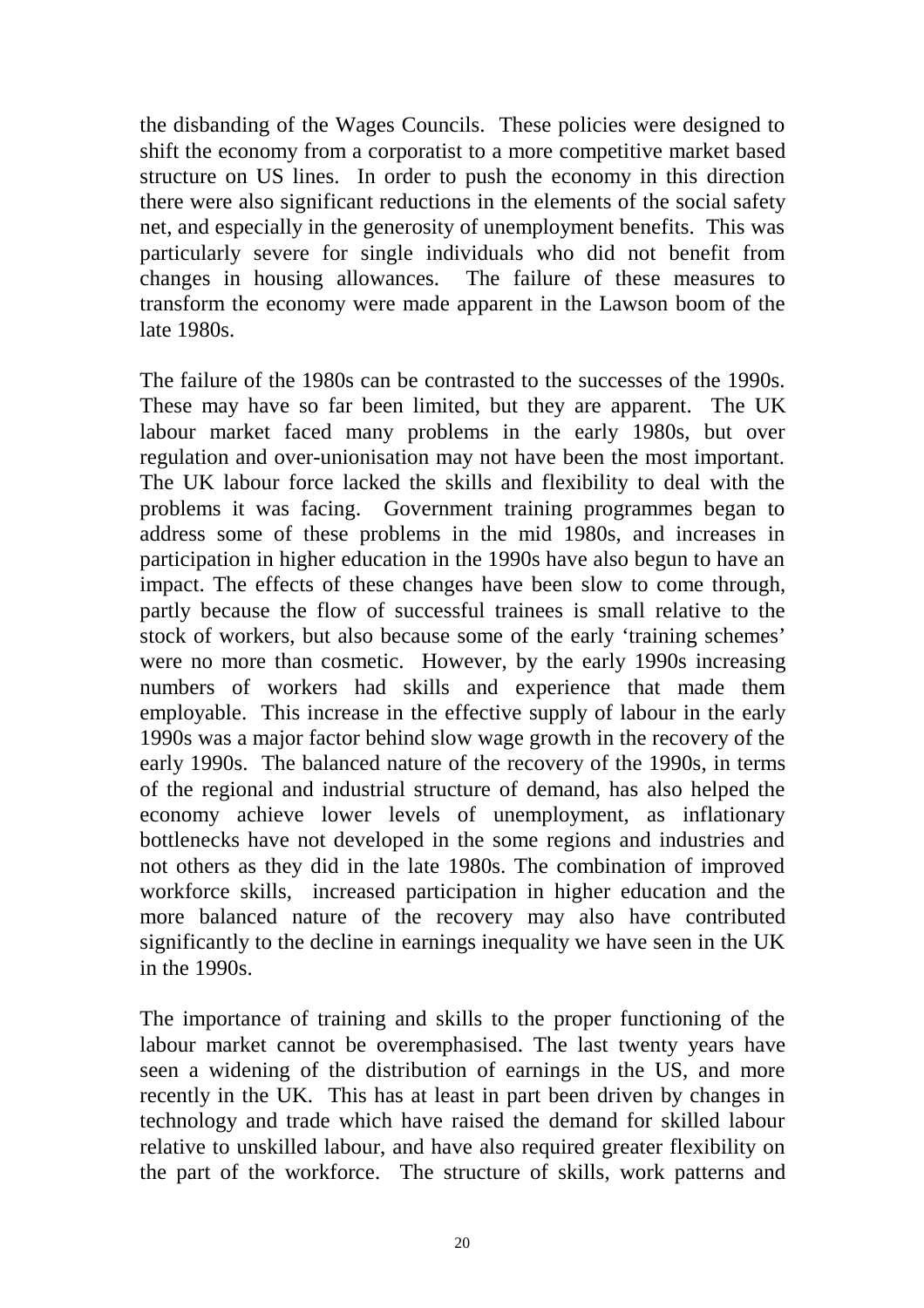the disbanding of the Wages Councils. These policies were designed to shift the economy from a corporatist to a more competitive market based structure on US lines. In order to push the economy in this direction there were also significant reductions in the elements of the social safety net, and especially in the generosity of unemployment benefits. This was particularly severe for single individuals who did not benefit from changes in housing allowances. The failure of these measures to transform the economy were made apparent in the Lawson boom of the late 1980s.

The failure of the 1980s can be contrasted to the successes of the 1990s. These may have so far been limited, but they are apparent. The UK labour market faced many problems in the early 1980s, but over regulation and over-unionisation may not have been the most important. The UK labour force lacked the skills and flexibility to deal with the problems it was facing. Government training programmes began to address some of these problems in the mid 1980s, and increases in participation in higher education in the 1990s have also begun to have an impact. The effects of these changes have been slow to come through, partly because the flow of successful trainees is small relative to the stock of workers, but also because some of the early 'training schemes' were no more than cosmetic. However, by the early 1990s increasing numbers of workers had skills and experience that made them employable. This increase in the effective supply of labour in the early 1990s was a major factor behind slow wage growth in the recovery of the early 1990s. The balanced nature of the recovery of the 1990s, in terms of the regional and industrial structure of demand, has also helped the economy achieve lower levels of unemployment, as inflationary bottlenecks have not developed in the some regions and industries and not others as they did in the late 1980s. The combination of improved workforce skills, increased participation in higher education and the more balanced nature of the recovery may also have contributed significantly to the decline in earnings inequality we have seen in the UK in the 1990s.

The importance of training and skills to the proper functioning of the labour market cannot be overemphasised. The last twenty years have seen a widening of the distribution of earnings in the US, and more recently in the UK. This has at least in part been driven by changes in technology and trade which have raised the demand for skilled labour relative to unskilled labour, and have also required greater flexibility on the part of the workforce. The structure of skills, work patterns and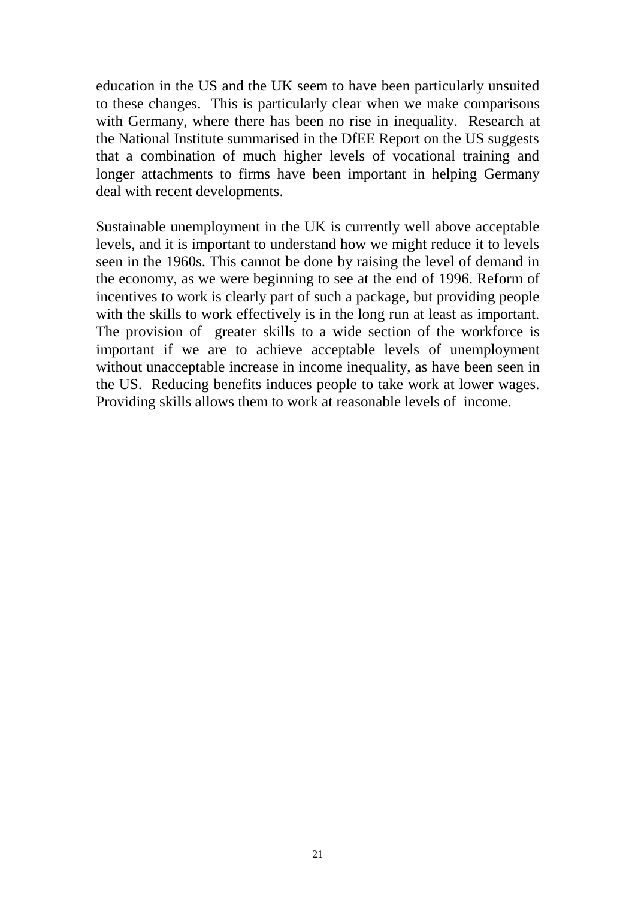education in the US and the UK seem to have been particularly unsuited to these changes. This is particularly clear when we make comparisons with Germany, where there has been no rise in inequality. Research at the National Institute summarised in the DfEE Report on the US suggests that a combination of much higher levels of vocational training and longer attachments to firms have been important in helping Germany deal with recent developments.

Sustainable unemployment in the UK is currently well above acceptable levels, and it is important to understand how we might reduce it to levels seen in the 1960s. This cannot be done by raising the level of demand in the economy, as we were beginning to see at the end of 1996. Reform of incentives to work is clearly part of such a package, but providing people with the skills to work effectively is in the long run at least as important. The provision of greater skills to a wide section of the workforce is important if we are to achieve acceptable levels of unemployment without unacceptable increase in income inequality, as have been seen in the US. Reducing benefits induces people to take work at lower wages. Providing skills allows them to work at reasonable levels of income.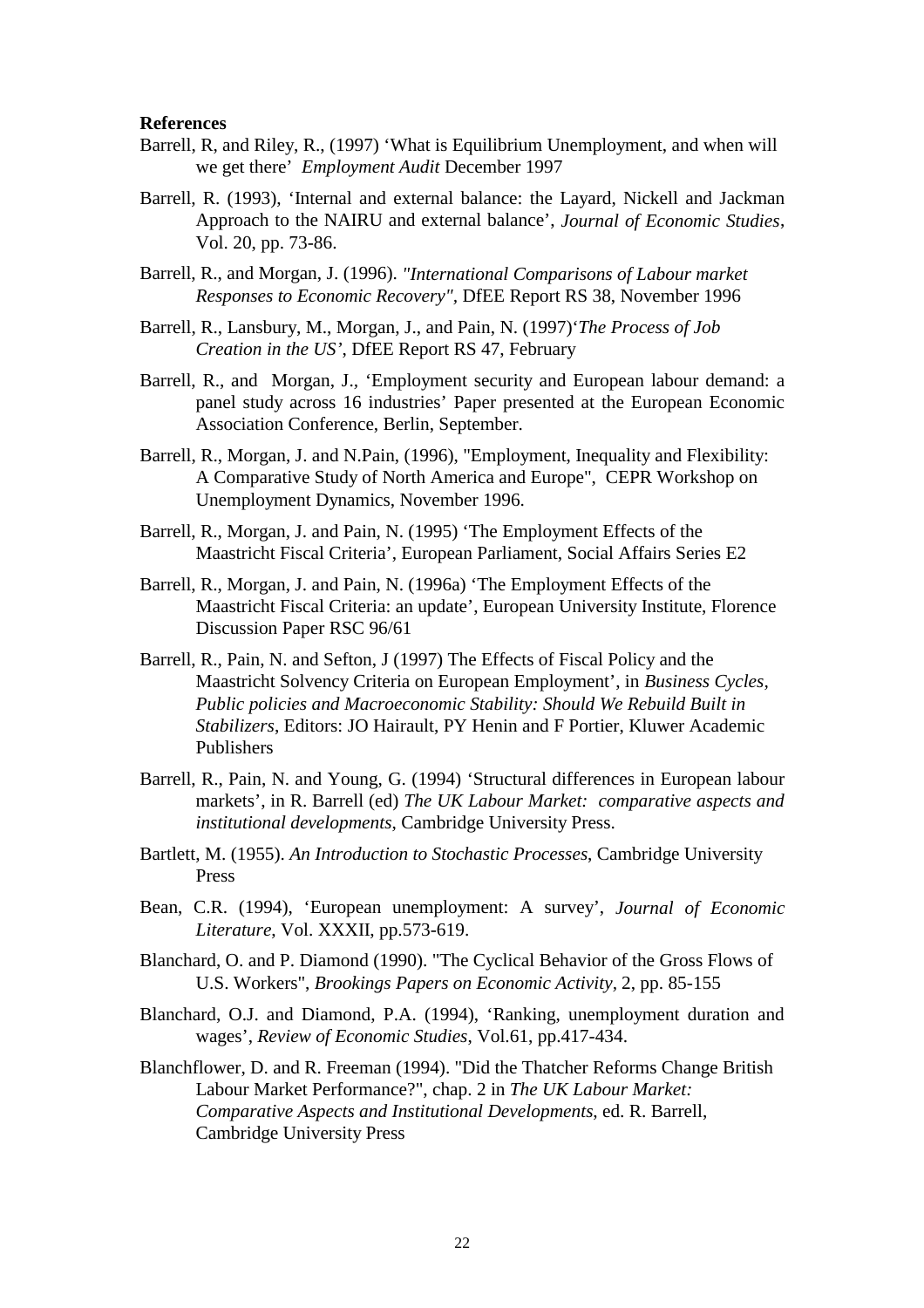**References**

Barrell, R, and Riley, R., (1997) 'What is Equilibrium Unemployment, and when will we get there' *Employment Audit* December 1997

Barrell, R. (1993), 'Internal and external balance: the Layard, Nickell and Jackman Approach to the NAIRU and external balance', *Journal of Economic Studies*, Vol. 20, pp. 73-86.

Barrell, R., and Morgan, J. (1996). *"International Comparisons of Labour market Responses to Economic Recovery"*, DfEE Report RS 38, November 1996

Barrell, R., Lansbury, M., Morgan, J., and Pain, N. (1997)'*The Process of Job Creation in the US'*, DfEE Report RS 47, February

Barrell, R., and Morgan, J., 'Employment security and European labour demand: a panel study across 16 industries' Paper presented at the European Economic Association Conference, Berlin, September.

Barrell, R., Morgan, J. and N.Pain, (1996), "Employment, Inequality and Flexibility: A Comparative Study of North America and Europe", CEPR Workshop on Unemployment Dynamics, November 1996.

Barrell, R., Morgan, J. and Pain, N. (1995) 'The Employment Effects of the Maastricht Fiscal Criteria', European Parliament, Social Affairs Series E2

Barrell, R., Morgan, J. and Pain, N. (1996a) 'The Employment Effects of the Maastricht Fiscal Criteria: an update', European University Institute, Florence Discussion Paper RSC 96/61

Barrell, R., Pain, N. and Sefton, J (1997) The Effects of Fiscal Policy and the Maastricht Solvency Criteria on European Employment', in *Business Cycles, Public policies and Macroeconomic Stability: Should We Rebuild Built in Stabilizers*, Editors: JO Hairault, PY Henin and F Portier, Kluwer Academic Publishers

Barrell, R., Pain, N. and Young, G. (1994) 'Structural differences in European labour markets', in R. Barrell (ed) *The UK Labour Market: comparative aspects and institutional developments*, Cambridge University Press.

Bartlett, M. (1955). *An Introduction to Stochastic Processes*, Cambridge University Press

Bean, C.R. (1994), 'European unemployment: A survey', *Journal of Economic Literature*, Vol. XXXII, pp.573-619.

Blanchard, O. and P. Diamond (1990). "The Cyclical Behavior of the Gross Flows of U.S. Workers", *Brookings Papers on Economic Activity*, 2, pp. 85-155

Blanchard, O.J. and Diamond, P.A. (1994), 'Ranking, unemployment duration and wages', *Review of Economic Studies*, Vol.61, pp.417-434.

Blanchflower, D. and R. Freeman (1994). "Did the Thatcher Reforms Change British Labour Market Performance?", chap. 2 in *The UK Labour Market: Comparative Aspects and Institutional Developments*, ed. R. Barrell, Cambridge University Press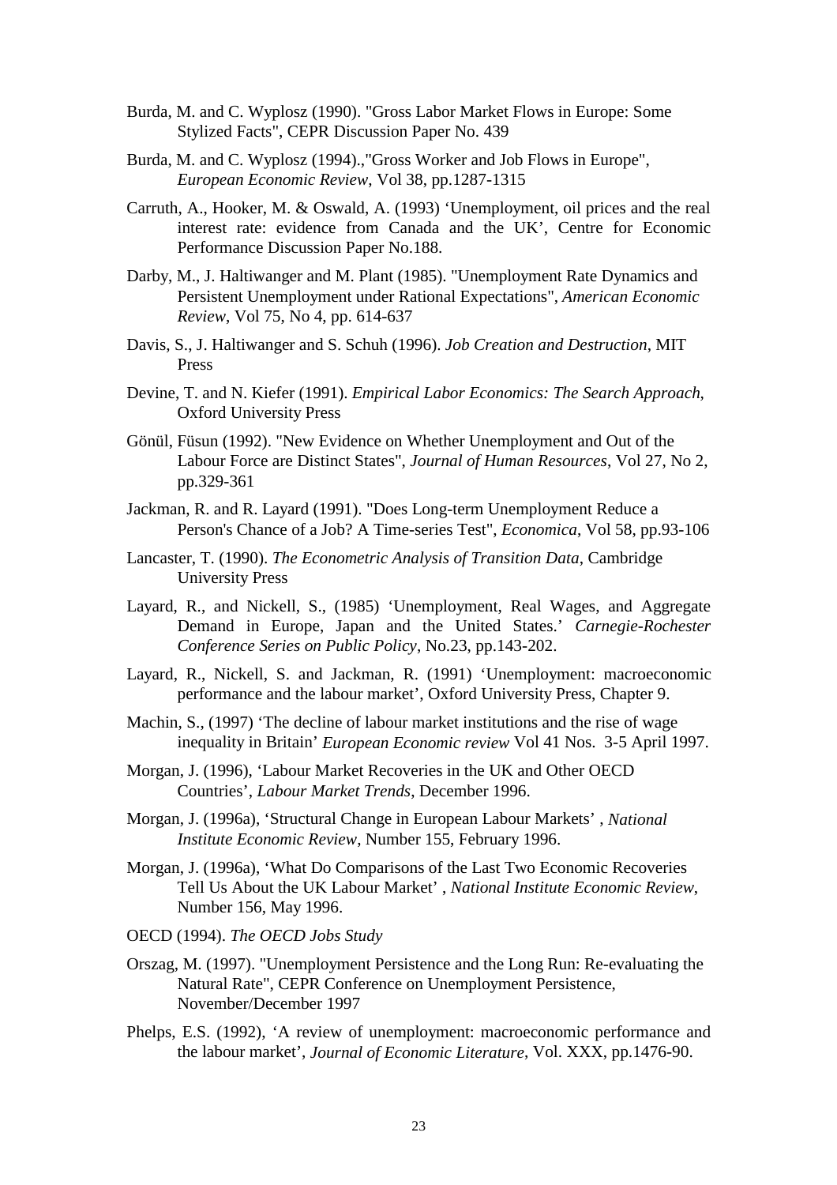Burda, M. and C. Wyplosz (1990). "Gross Labor Market Flows in Europe: Some Stylized Facts", CEPR Discussion Paper No. 439

Burda, M. and C. Wyplosz (1994).,"Gross Worker and Job Flows in Europe", *European Economic Review*, Vol 38, pp.1287-1315

Carruth, A., Hooker, M. & Oswald, A. (1993) 'Unemployment, oil prices and the real interest rate: evidence from Canada and the UK', Centre for Economic Performance Discussion Paper No.188.

Darby, M., J. Haltiwanger and M. Plant (1985). "Unemployment Rate Dynamics and Persistent Unemployment under Rational Expectations", *American Economic Review*, Vol 75, No 4, pp. 614-637

Davis, S., J. Haltiwanger and S. Schuh (1996). *Job Creation and Destruction*, MIT Press

Devine, T. and N. Kiefer (1991). *Empirical Labor Economics: The Search Approach*, Oxford University Press

Gönül, Füsun (1992). "New Evidence on Whether Unemployment and Out of the Labour Force are Distinct States", *Journal of Human Resources*, Vol 27, No 2, pp.329-361

Jackman, R. and R. Layard (1991). "Does Long-term Unemployment Reduce a Person's Chance of a Job? A Time-series Test", *Economica*, Vol 58, pp.93-106

Lancaster, T. (1990). *The Econometric Analysis of Transition Data*, Cambridge University Press

Layard, R., and Nickell, S., (1985) 'Unemployment, Real Wages, and Aggregate Demand in Europe, Japan and the United States.' *Carnegie-Rochester Conference Series on Public Policy*, No.23, pp.143-202.

Layard, R., Nickell, S. and Jackman, R. (1991) 'Unemployment: macroeconomic performance and the labour market', Oxford University Press, Chapter 9.

Machin, S., (1997) 'The decline of labour market institutions and the rise of wage inequality in Britain' *European Economic review* Vol 41 Nos. 3-5 April 1997.

Morgan, J. (1996), 'Labour Market Recoveries in the UK and Other OECD Countries', *Labour Market Trends*, December 1996.

Morgan, J. (1996a), 'Structural Change in European Labour Markets' , *National Institute Economic Review*, Number 155, February 1996.

Morgan, J. (1996a), 'What Do Comparisons of the Last Two Economic Recoveries Tell Us About the UK Labour Market' , *National Institute Economic Review*, Number 156, May 1996.

OECD (1994). *The OECD Jobs Study*

Orszag, M. (1997). "Unemployment Persistence and the Long Run: Re-evaluating the Natural Rate", CEPR Conference on Unemployment Persistence, November/December 1997

Phelps, E.S. (1992), 'A review of unemployment: macroeconomic performance and the labour market', *Journal of Economic Literature*, Vol. XXX, pp.1476-90.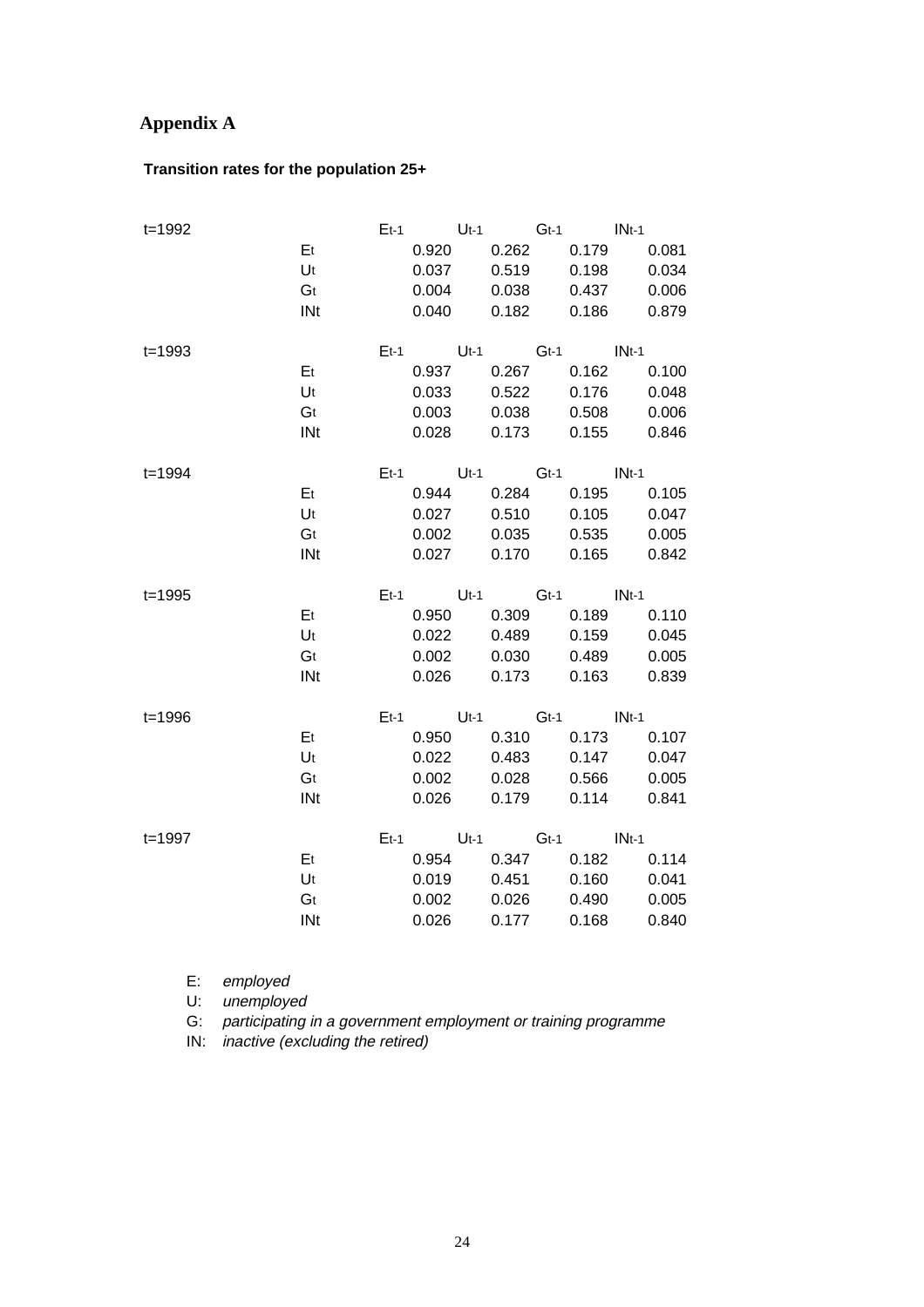# Appendix A

**Transition rates for the population 25+**

| t=1992 | | $E_{t-1}$ | $U_{t-1}$ | $G_{t-1}$ | $IN_{t-1}$ |
|---|---|---|---|---|---|
| | $E_t$ | 0.920 | 0.262 | 0.179 | 0.081 |
| | $U_t$ | 0.037 | 0.519 | 0.198 | 0.034 |
| | $G_t$ | 0.004 | 0.038 | 0.437 | 0.006 |
| | $IN_t$ | 0.040 | 0.182 | 0.186 | 0.879 |

| t=1993 | | $E_{t-1}$ | $U_{t-1}$ | $G_{t-1}$ | $IN_{t-1}$ |
|---|---|---|---|---|---|
| | $E_t$ | 0.937 | 0.267 | 0.162 | 0.100 |
| | $U_t$ | 0.033 | 0.522 | 0.176 | 0.048 |
| | $G_t$ | 0.003 | 0.038 | 0.508 | 0.006 |
| | $IN_t$ | 0.028 | 0.173 | 0.155 | 0.846 |

| t=1994 | | $E_{t-1}$ | $U_{t-1}$ | $G_{t-1}$ | $IN_{t-1}$ |
|---|---|---|---|---|---|
| | $E_t$ | 0.944 | 0.284 | 0.195 | 0.105 |
| | $U_t$ | 0.027 | 0.510 | 0.105 | 0.047 |
| | $G_t$ | 0.002 | 0.035 | 0.535 | 0.005 |
| | $IN_t$ | 0.027 | 0.170 | 0.165 | 0.842 |

| t=1995 | | $E_{t-1}$ | $U_{t-1}$ | $G_{t-1}$ | $IN_{t-1}$ |
|---|---|---|---|---|---|
| | $E_t$ | 0.950 | 0.309 | 0.189 | 0.110 |
| | $U_t$ | 0.022 | 0.489 | 0.159 | 0.045 |
| | $G_t$ | 0.002 | 0.030 | 0.489 | 0.005 |
| | $IN_t$ | 0.026 | 0.173 | 0.163 | 0.839 |

| t=1996 | | $E_{t-1}$ | $U_{t-1}$ | $G_{t-1}$ | $IN_{t-1}$ |
|---|---|---|---|---|---|
| | $E_t$ | 0.950 | 0.310 | 0.173 | 0.107 |
| | $U_t$ | 0.022 | 0.483 | 0.147 | 0.047 |
| | $G_t$ | 0.002 | 0.028 | 0.566 | 0.005 |
| | $IN_t$ | 0.026 | 0.179 | 0.114 | 0.841 |

| t=1997 | | $E_{t-1}$ | $U_{t-1}$ | $G_{t-1}$ | $IN_{t-1}$ |
|---|---|---|---|---|---|
| | $E_t$ | 0.954 | 0.347 | 0.182 | 0.114 |
| | $U_t$ | 0.019 | 0.451 | 0.160 | 0.041 |
| | $G_t$ | 0.002 | 0.026 | 0.490 | 0.005 |
| | $IN_t$ | 0.026 | 0.177 | 0.168 | 0.840 |

E: *employed*
U: *unemployed*
G: *participating in a government employment or training programme*
IN: *inactive (excluding the retired)*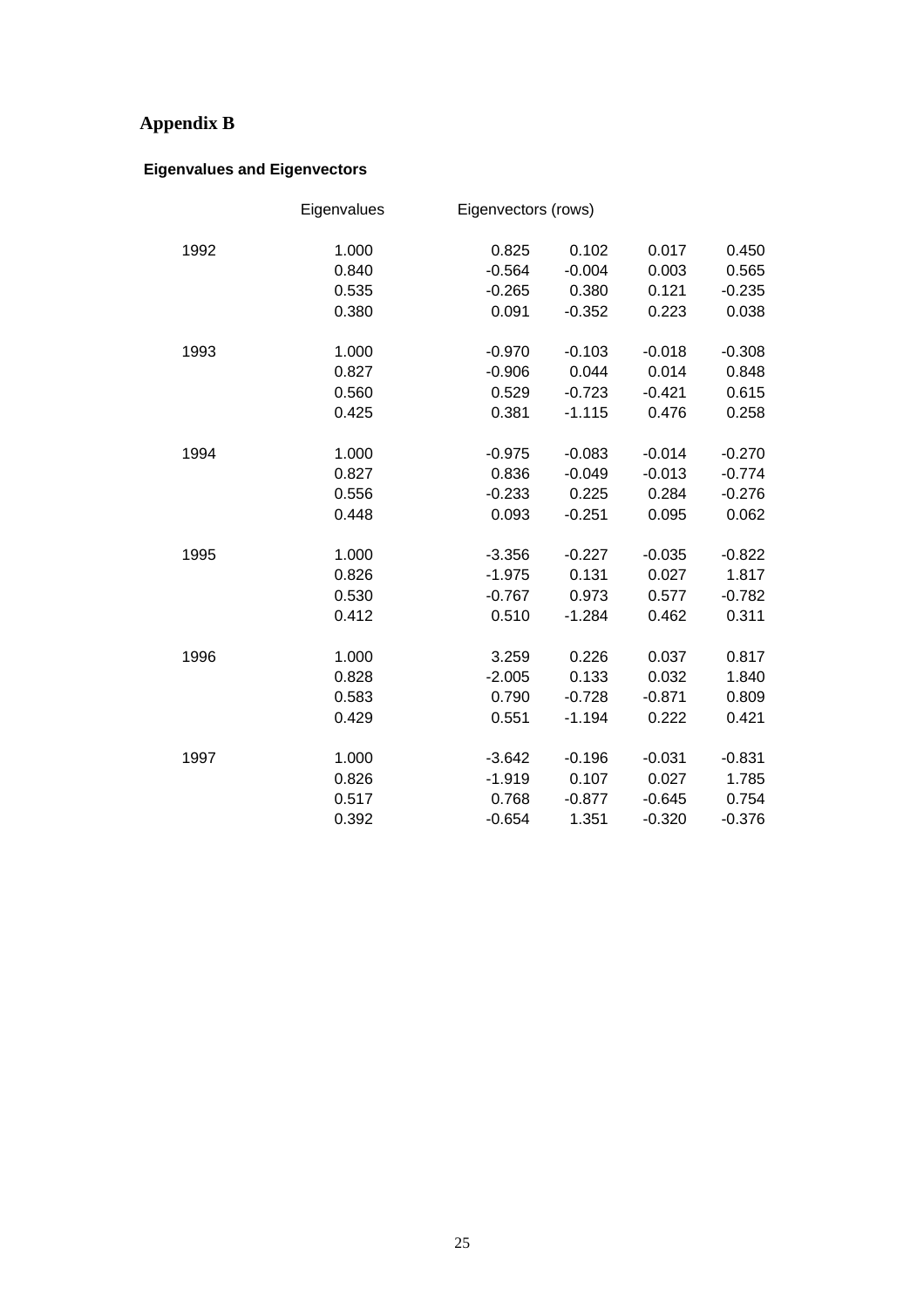# Appendix B

### Eigenvalues and Eigenvectors

| | Eigenvalues | Eigenvectors (rows) | | | |
|---|---|---|---|---|---|
| 1992 | 1.000 | 0.825 | 0.102 | 0.017 | 0.450 |
| | 0.840 | -0.564 | -0.004 | 0.003 | 0.565 |
| | 0.535 | -0.265 | 0.380 | 0.121 | -0.235 |
| | 0.380 | 0.091 | -0.352 | 0.223 | 0.038 |
| 1993 | 1.000 | -0.970 | -0.103 | -0.018 | -0.308 |
| | 0.827 | -0.906 | 0.044 | 0.014 | 0.848 |
| | 0.560 | 0.529 | -0.723 | -0.421 | 0.615 |
| | 0.425 | 0.381 | -1.115 | 0.476 | 0.258 |
| 1994 | 1.000 | -0.975 | -0.083 | -0.014 | -0.270 |
| | 0.827 | 0.836 | -0.049 | -0.013 | -0.774 |
| | 0.556 | -0.233 | 0.225 | 0.284 | -0.276 |
| | 0.448 | 0.093 | -0.251 | 0.095 | 0.062 |
| 1995 | 1.000 | -3.356 | -0.227 | -0.035 | -0.822 |
| | 0.826 | -1.975 | 0.131 | 0.027 | 1.817 |
| | 0.530 | -0.767 | 0.973 | 0.577 | -0.782 |
| | 0.412 | 0.510 | -1.284 | 0.462 | 0.311 |
| 1996 | 1.000 | 3.259 | 0.226 | 0.037 | 0.817 |
| | 0.828 | -2.005 | 0.133 | 0.032 | 1.840 |
| | 0.583 | 0.790 | -0.728 | -0.871 | 0.809 |
| | 0.429 | 0.551 | -1.194 | 0.222 | 0.421 |
| 1997 | 1.000 | -3.642 | -0.196 | -0.031 | -0.831 |
| | 0.826 | -1.919 | 0.107 | 0.027 | 1.785 |
| | 0.517 | 0.768 | -0.877 | -0.645 | 0.754 |
| | 0.392 | -0.654 | 1.351 | -0.320 | -0.376 |